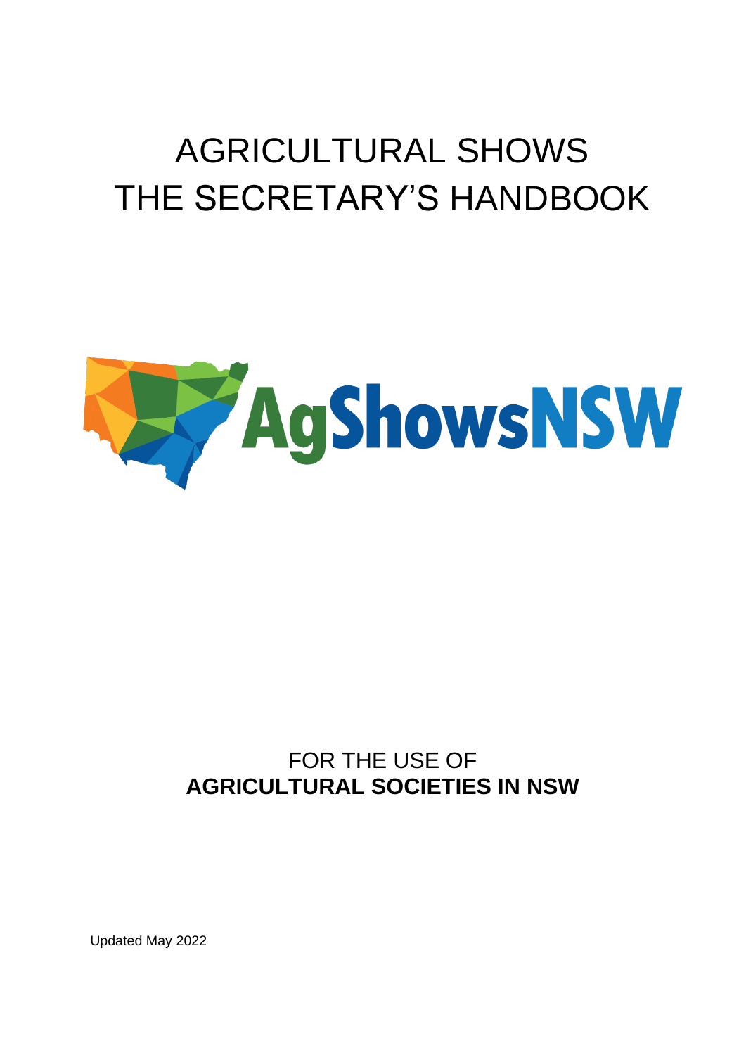# AGRICULTURAL SHOWS
# THE SECRETARY'S HANDBOOK

AgShowsNSW

FOR THE USE OF
**AGRICULTURAL SOCIETIES IN NSW**

Updated May 2022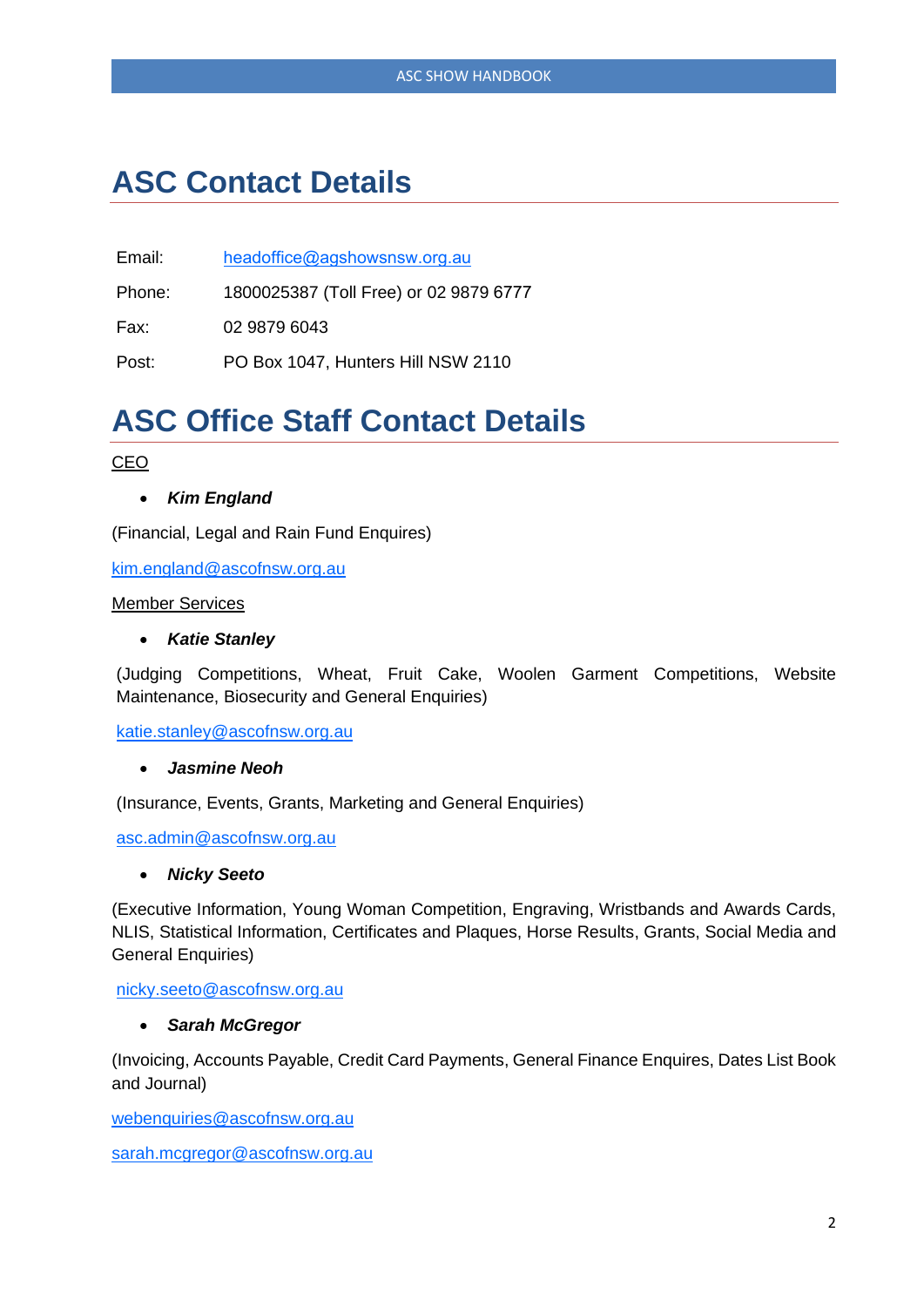# ASC Contact Details

Email: headoffice@agshowsnsw.org.au

Phone: 1800025387 (Toll Free) or 02 9879 6777

Fax: 02 9879 6043

Post: PO Box 1047, Hunters Hill NSW 2110

# ASC Office Staff Contact Details

CEO

- ***Kim England***

(Financial, Legal and Rain Fund Enquires)

kim.england@ascofnsw.org.au

Member Services

- ***Katie Stanley***

(Judging Competitions, Wheat, Fruit Cake, Woolen Garment Competitions, Website Maintenance, Biosecurity and General Enquiries)

katie.stanley@ascofnsw.org.au

- ***Jasmine Neoh***

(Insurance, Events, Grants, Marketing and General Enquiries)

asc.admin@ascofnsw.org.au

- ***Nicky Seeto***

(Executive Information, Young Woman Competition, Engraving, Wristbands and Awards Cards, NLIS, Statistical Information, Certificates and Plaques, Horse Results, Grants, Social Media and General Enquiries)

nicky.seeto@ascofnsw.org.au

- ***Sarah McGregor***

(Invoicing, Accounts Payable, Credit Card Payments, General Finance Enquires, Dates List Book and Journal)

webenquiries@ascofnsw.org.au

sarah.mcgregor@ascofnsw.org.au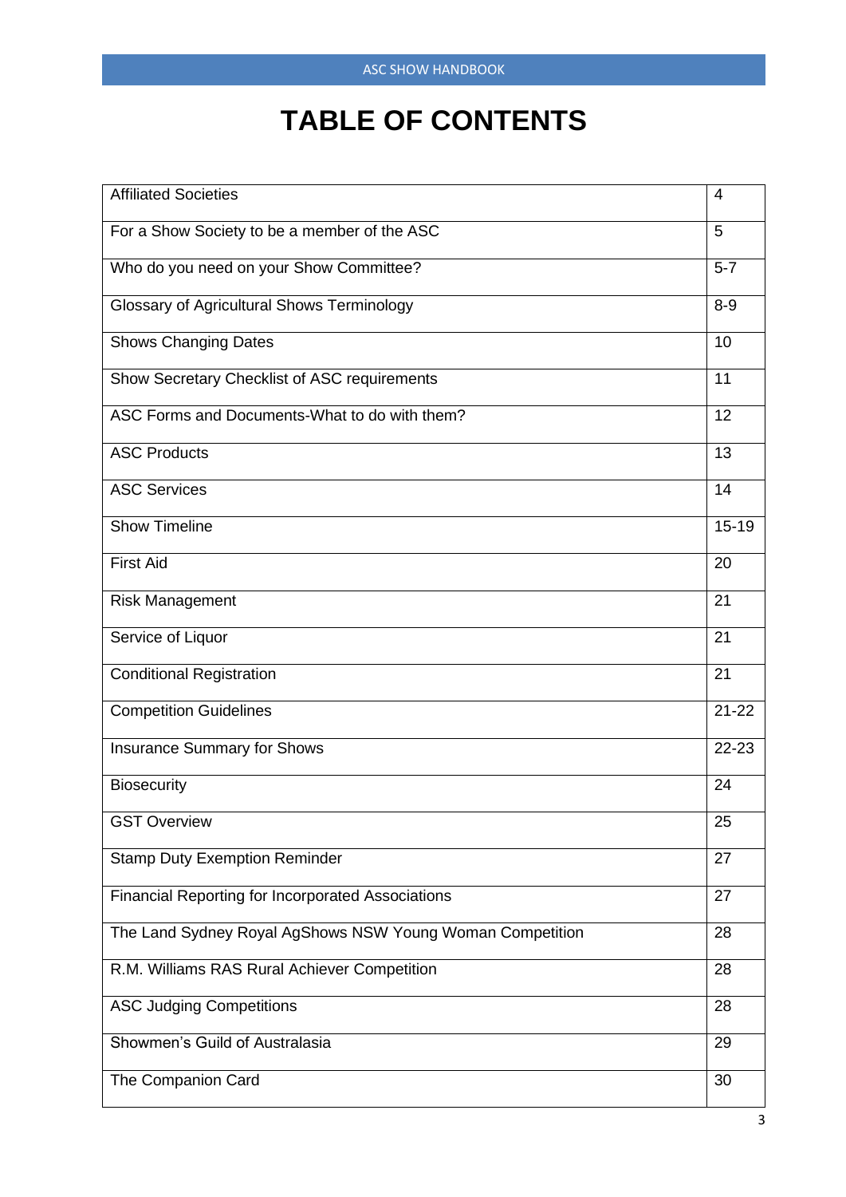# TABLE OF CONTENTS

| | |
|---|---|
| Affiliated Societies | 4 |
| For a Show Society to be a member of the ASC | 5 |
| Who do you need on your Show Committee? | 5-7 |
| Glossary of Agricultural Shows Terminology | 8-9 |
| Shows Changing Dates | 10 |
| Show Secretary Checklist of ASC requirements | 11 |
| ASC Forms and Documents-What to do with them? | 12 |
| ASC Products | 13 |
| ASC Services | 14 |
| Show Timeline | 15-19 |
| First Aid | 20 |
| Risk Management | 21 |
| Service of Liquor | 21 |
| Conditional Registration | 21 |
| Competition Guidelines | 21-22 |
| Insurance Summary for Shows | 22-23 |
| Biosecurity | 24 |
| GST Overview | 25 |
| Stamp Duty Exemption Reminder | 27 |
| Financial Reporting for Incorporated Associations | 27 |
| The Land Sydney Royal AgShows NSW Young Woman Competition | 28 |
| R.M. Williams RAS Rural Achiever Competition | 28 |
| ASC Judging Competitions | 28 |
| Showmen's Guild of Australasia | 29 |
| The Companion Card | 30 |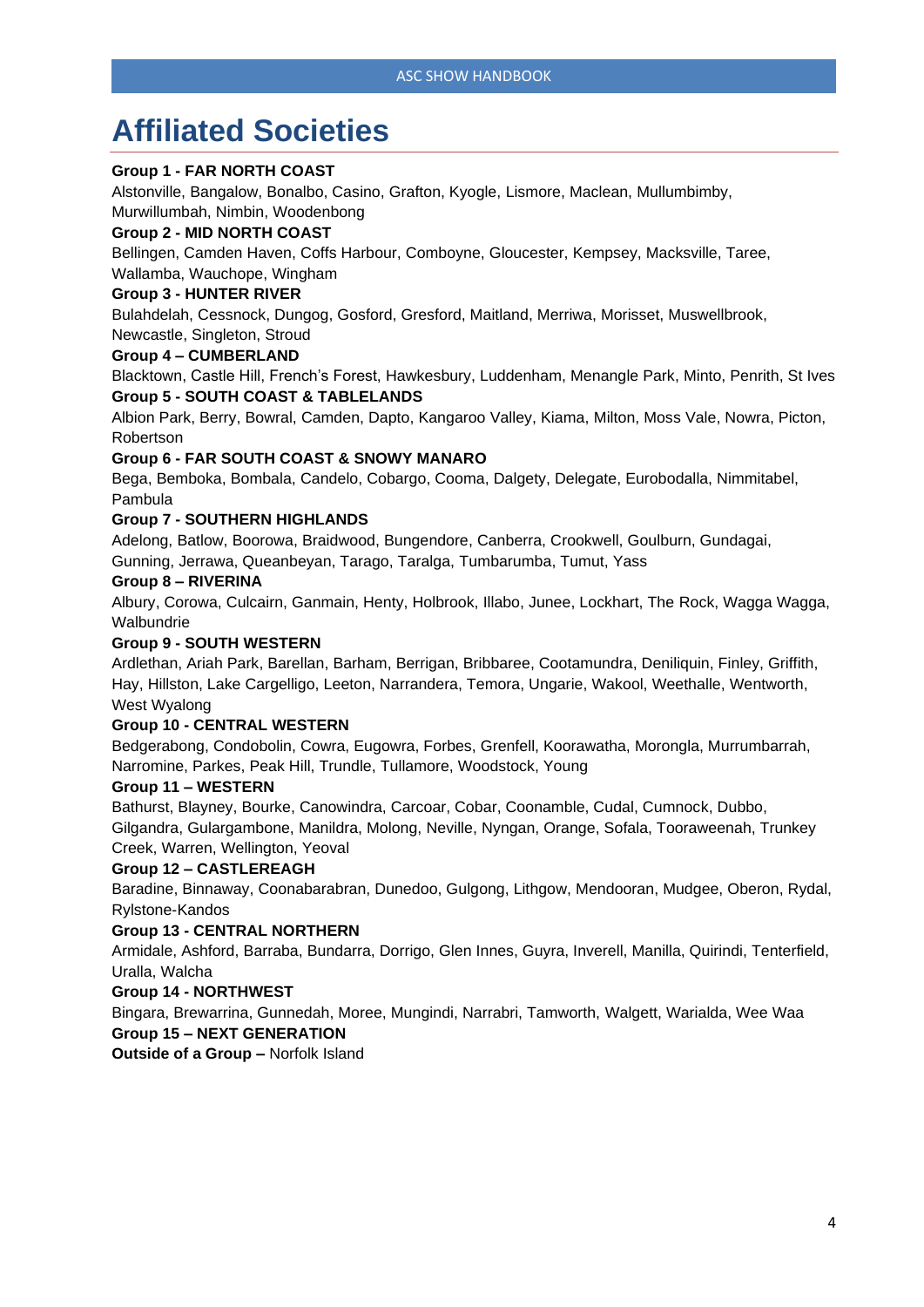# Affiliated Societies

**Group 1 - FAR NORTH COAST**

Alstonville, Bangalow, Bonalbo, Casino, Grafton, Kyogle, Lismore, Maclean, Mullumbimby, Murwillumbah, Nimbin, Woodenbong

**Group 2 - MID NORTH COAST**

Bellingen, Camden Haven, Coffs Harbour, Comboyne, Gloucester, Kempsey, Macksville, Taree, Wallamba, Wauchope, Wingham

**Group 3 - HUNTER RIVER**

Bulahdelah, Cessnock, Dungog, Gosford, Gresford, Maitland, Merriwa, Morisset, Muswellbrook, Newcastle, Singleton, Stroud

**Group 4 – CUMBERLAND**

Blacktown, Castle Hill, French's Forest, Hawkesbury, Luddenham, Menangle Park, Minto, Penrith, St Ives

**Group 5 - SOUTH COAST & TABLELANDS**

Albion Park, Berry, Bowral, Camden, Dapto, Kangaroo Valley, Kiama, Milton, Moss Vale, Nowra, Picton, Robertson

**Group 6 - FAR SOUTH COAST & SNOWY MANARO**

Bega, Bemboka, Bombala, Candelo, Cobargo, Cooma, Dalgety, Delegate, Eurobodalla, Nimmitabel, Pambula

**Group 7 - SOUTHERN HIGHLANDS**

Adelong, Batlow, Boorowa, Braidwood, Bungendore, Canberra, Crookwell, Goulburn, Gundagai, Gunning, Jerrawa, Queanbeyan, Tarago, Taralga, Tumbarumba, Tumut, Yass

**Group 8 – RIVERINA**

Albury, Corowa, Culcairn, Ganmain, Henty, Holbrook, Illabo, Junee, Lockhart, The Rock, Wagga Wagga, Walbundrie

**Group 9 - SOUTH WESTERN**

Ardlethan, Ariah Park, Barellan, Barham, Berrigan, Bribbaree, Cootamundra, Deniliquin, Finley, Griffith, Hay, Hillston, Lake Cargelligo, Leeton, Narrandera, Temora, Ungarie, Wakool, Weethalle, Wentworth, West Wyalong

**Group 10 - CENTRAL WESTERN**

Bedgerabong, Condobolin, Cowra, Eugowra, Forbes, Grenfell, Koorawatha, Morongla, Murrumbarrah, Narromine, Parkes, Peak Hill, Trundle, Tullamore, Woodstock, Young

**Group 11 – WESTERN**

Bathurst, Blayney, Bourke, Canowindra, Carcoar, Cobar, Coonamble, Cudal, Cumnock, Dubbo, Gilgandra, Gulargambone, Manildra, Molong, Neville, Nyngan, Orange, Sofala, Tooraweenah, Trunkey Creek, Warren, Wellington, Yeoval

**Group 12 – CASTLEREAGH**

Baradine, Binnaway, Coonabarabran, Dunedoo, Gulgong, Lithgow, Mendooran, Mudgee, Oberon, Rydal, Rylstone-Kandos

**Group 13 - CENTRAL NORTHERN**

Armidale, Ashford, Barraba, Bundarra, Dorrigo, Glen Innes, Guyra, Inverell, Manilla, Quirindi, Tenterfield, Uralla, Walcha

**Group 14 - NORTHWEST**

Bingara, Brewarrina, Gunnedah, Moree, Mungindi, Narrabri, Tamworth, Walgett, Warialda, Wee Waa

**Group 15 – NEXT GENERATION**

**Outside of a Group –** Norfolk Island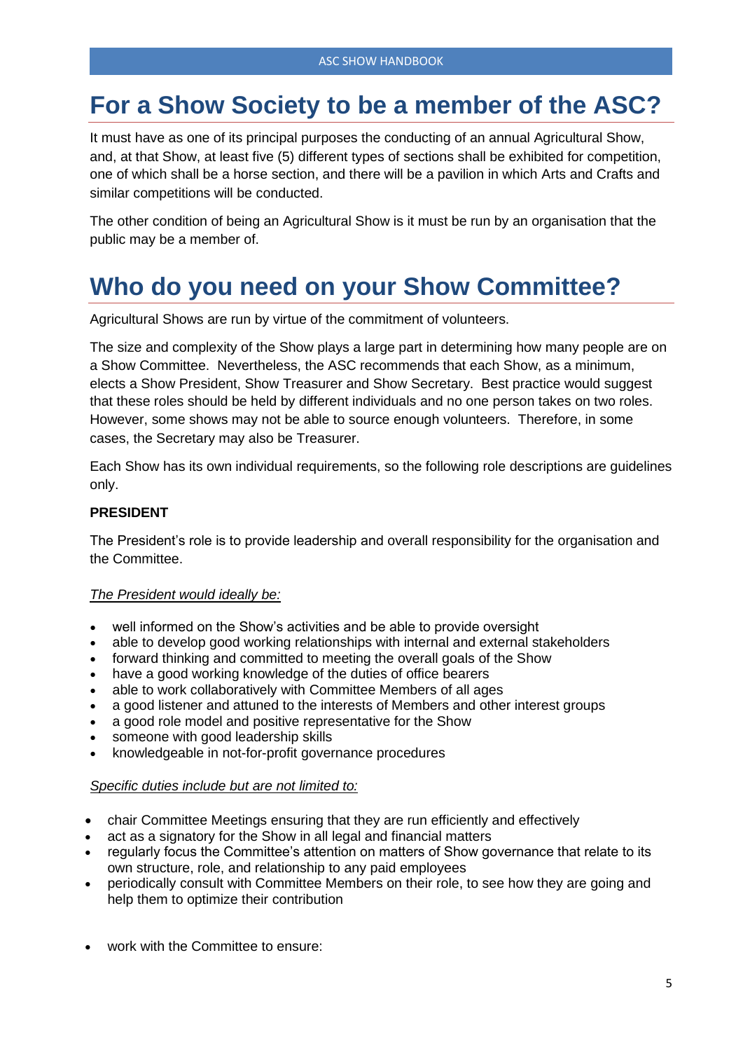# For a Show Society to be a member of the ASC?

It must have as one of its principal purposes the conducting of an annual Agricultural Show, and, at that Show, at least five (5) different types of sections shall be exhibited for competition, one of which shall be a horse section, and there will be a pavilion in which Arts and Crafts and similar competitions will be conducted.

The other condition of being an Agricultural Show is it must be run by an organisation that the public may be a member of.

# Who do you need on your Show Committee?

Agricultural Shows are run by virtue of the commitment of volunteers.

The size and complexity of the Show plays a large part in determining how many people are on a Show Committee. Nevertheless, the ASC recommends that each Show, as a minimum, elects a Show President, Show Treasurer and Show Secretary. Best practice would suggest that these roles should be held by different individuals and no one person takes on two roles. However, some shows may not be able to source enough volunteers. Therefore, in some cases, the Secretary may also be Treasurer.

Each Show has its own individual requirements, so the following role descriptions are guidelines only.

**PRESIDENT**

The President's role is to provide leadership and overall responsibility for the organisation and the Committee.

*The President would ideally be:*

- well informed on the Show's activities and be able to provide oversight
- able to develop good working relationships with internal and external stakeholders
- forward thinking and committed to meeting the overall goals of the Show
- have a good working knowledge of the duties of office bearers
- able to work collaboratively with Committee Members of all ages
- a good listener and attuned to the interests of Members and other interest groups
- a good role model and positive representative for the Show
- someone with good leadership skills
- knowledgeable in not-for-profit governance procedures

*Specific duties include but are not limited to:*

- chair Committee Meetings ensuring that they are run efficiently and effectively
- act as a signatory for the Show in all legal and financial matters
- regularly focus the Committee's attention on matters of Show governance that relate to its own structure, role, and relationship to any paid employees
- periodically consult with Committee Members on their role, to see how they are going and help them to optimize their contribution
- work with the Committee to ensure: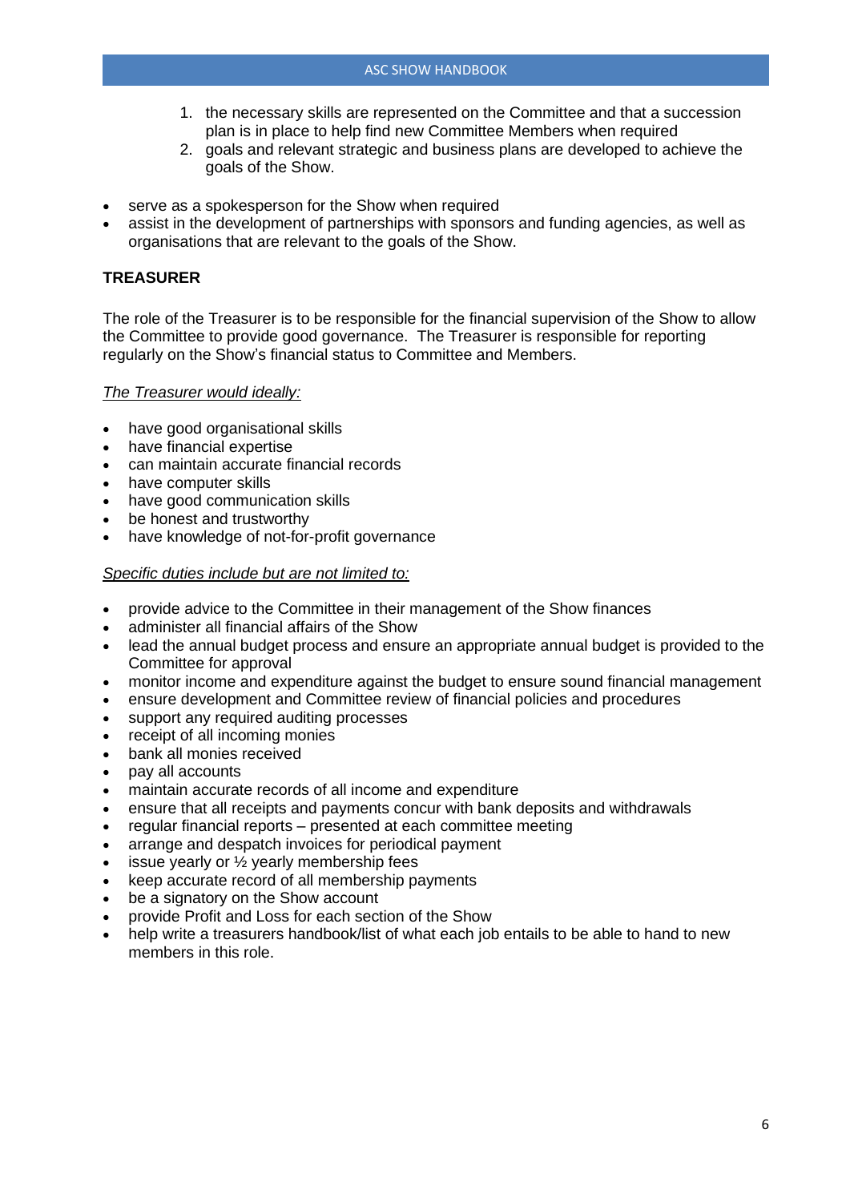1. the necessary skills are represented on the Committee and that a succession plan is in place to help find new Committee Members when required
2. goals and relevant strategic and business plans are developed to achieve the goals of the Show.

- serve as a spokesperson for the Show when required
- assist in the development of partnerships with sponsors and funding agencies, as well as organisations that are relevant to the goals of the Show.

**TREASURER**

The role of the Treasurer is to be responsible for the financial supervision of the Show to allow the Committee to provide good governance. The Treasurer is responsible for reporting regularly on the Show's financial status to Committee and Members.

*The Treasurer would ideally:*

- have good organisational skills
- have financial expertise
- can maintain accurate financial records
- have computer skills
- have good communication skills
- be honest and trustworthy
- have knowledge of not-for-profit governance

*Specific duties include but are not limited to:*

- provide advice to the Committee in their management of the Show finances
- administer all financial affairs of the Show
- lead the annual budget process and ensure an appropriate annual budget is provided to the Committee for approval
- monitor income and expenditure against the budget to ensure sound financial management
- ensure development and Committee review of financial policies and procedures
- support any required auditing processes
- receipt of all incoming monies
- bank all monies received
- pay all accounts
- maintain accurate records of all income and expenditure
- ensure that all receipts and payments concur with bank deposits and withdrawals
- regular financial reports – presented at each committee meeting
- arrange and despatch invoices for periodical payment
- issue yearly or ½ yearly membership fees
- keep accurate record of all membership payments
- be a signatory on the Show account
- provide Profit and Loss for each section of the Show
- help write a treasurers handbook/list of what each job entails to be able to hand to new members in this role.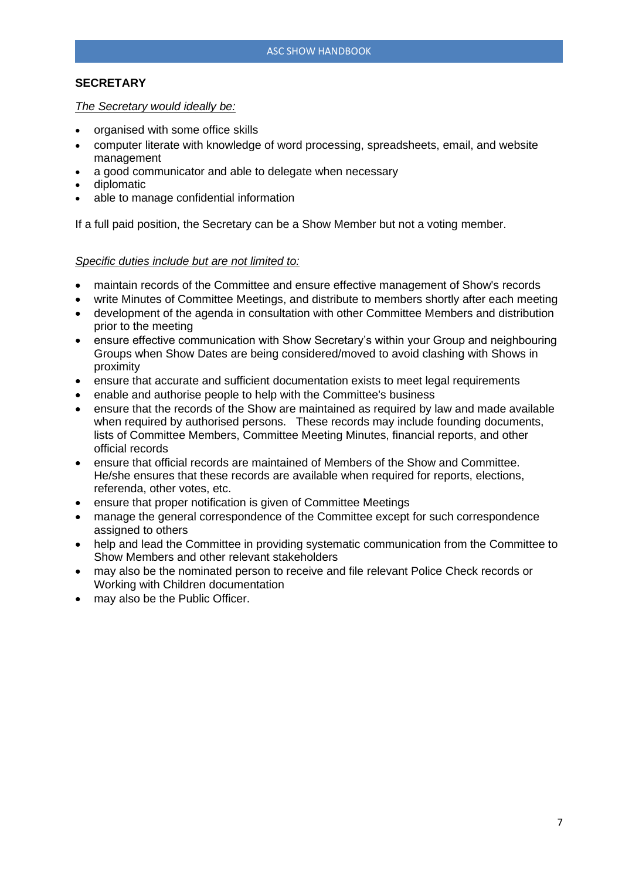## SECRETARY

*The Secretary would ideally be:*

- organised with some office skills
- computer literate with knowledge of word processing, spreadsheets, email, and website management
- a good communicator and able to delegate when necessary
- diplomatic
- able to manage confidential information

If a full paid position, the Secretary can be a Show Member but not a voting member.

*Specific duties include but are not limited to:*

- maintain records of the Committee and ensure effective management of Show's records
- write Minutes of Committee Meetings, and distribute to members shortly after each meeting
- development of the agenda in consultation with other Committee Members and distribution prior to the meeting
- ensure effective communication with Show Secretary's within your Group and neighbouring Groups when Show Dates are being considered/moved to avoid clashing with Shows in proximity
- ensure that accurate and sufficient documentation exists to meet legal requirements
- enable and authorise people to help with the Committee's business
- ensure that the records of the Show are maintained as required by law and made available when required by authorised persons. These records may include founding documents, lists of Committee Members, Committee Meeting Minutes, financial reports, and other official records
- ensure that official records are maintained of Members of the Show and Committee. He/she ensures that these records are available when required for reports, elections, referenda, other votes, etc.
- ensure that proper notification is given of Committee Meetings
- manage the general correspondence of the Committee except for such correspondence assigned to others
- help and lead the Committee in providing systematic communication from the Committee to Show Members and other relevant stakeholders
- may also be the nominated person to receive and file relevant Police Check records or Working with Children documentation
- may also be the Public Officer.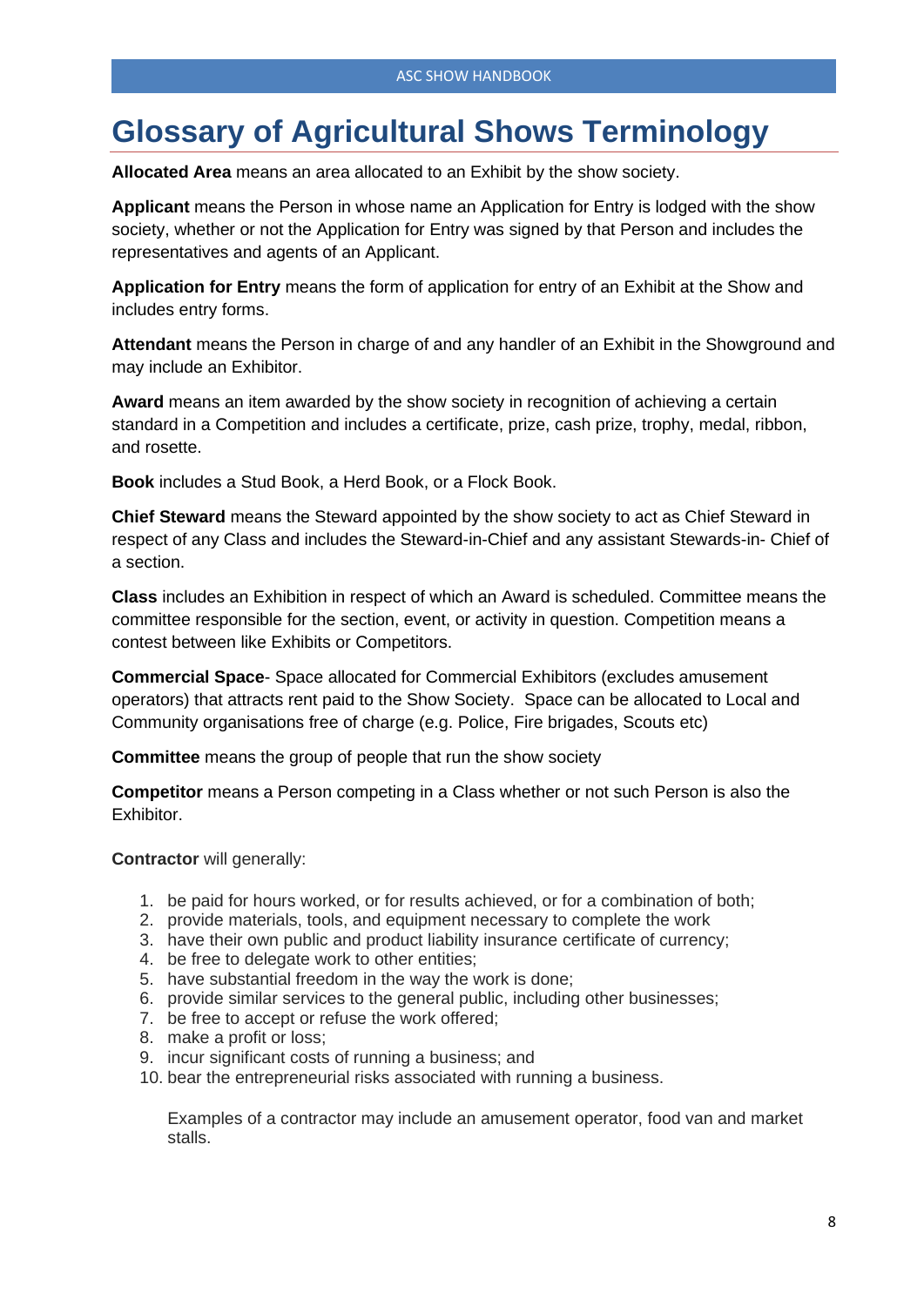# Glossary of Agricultural Shows Terminology

**Allocated Area** means an area allocated to an Exhibit by the show society.

**Applicant** means the Person in whose name an Application for Entry is lodged with the show society, whether or not the Application for Entry was signed by that Person and includes the representatives and agents of an Applicant.

**Application for Entry** means the form of application for entry of an Exhibit at the Show and includes entry forms.

**Attendant** means the Person in charge of and any handler of an Exhibit in the Showground and may include an Exhibitor.

**Award** means an item awarded by the show society in recognition of achieving a certain standard in a Competition and includes a certificate, prize, cash prize, trophy, medal, ribbon, and rosette.

**Book** includes a Stud Book, a Herd Book, or a Flock Book.

**Chief Steward** means the Steward appointed by the show society to act as Chief Steward in respect of any Class and includes the Steward-in-Chief and any assistant Stewards-in- Chief of a section.

**Class** includes an Exhibition in respect of which an Award is scheduled. Committee means the committee responsible for the section, event, or activity in question. Competition means a contest between like Exhibits or Competitors.

**Commercial Space**- Space allocated for Commercial Exhibitors (excludes amusement operators) that attracts rent paid to the Show Society. Space can be allocated to Local and Community organisations free of charge (e.g. Police, Fire brigades, Scouts etc)

**Committee** means the group of people that run the show society

**Competitor** means a Person competing in a Class whether or not such Person is also the Exhibitor.

**Contractor** will generally:

1. be paid for hours worked, or for results achieved, or for a combination of both;
2. provide materials, tools, and equipment necessary to complete the work
3. have their own public and product liability insurance certificate of currency;
4. be free to delegate work to other entities;
5. have substantial freedom in the way the work is done;
6. provide similar services to the general public, including other businesses;
7. be free to accept or refuse the work offered;
8. make a profit or loss;
9. incur significant costs of running a business; and
10. bear the entrepreneurial risks associated with running a business.

    Examples of a contractor may include an amusement operator, food van and market stalls.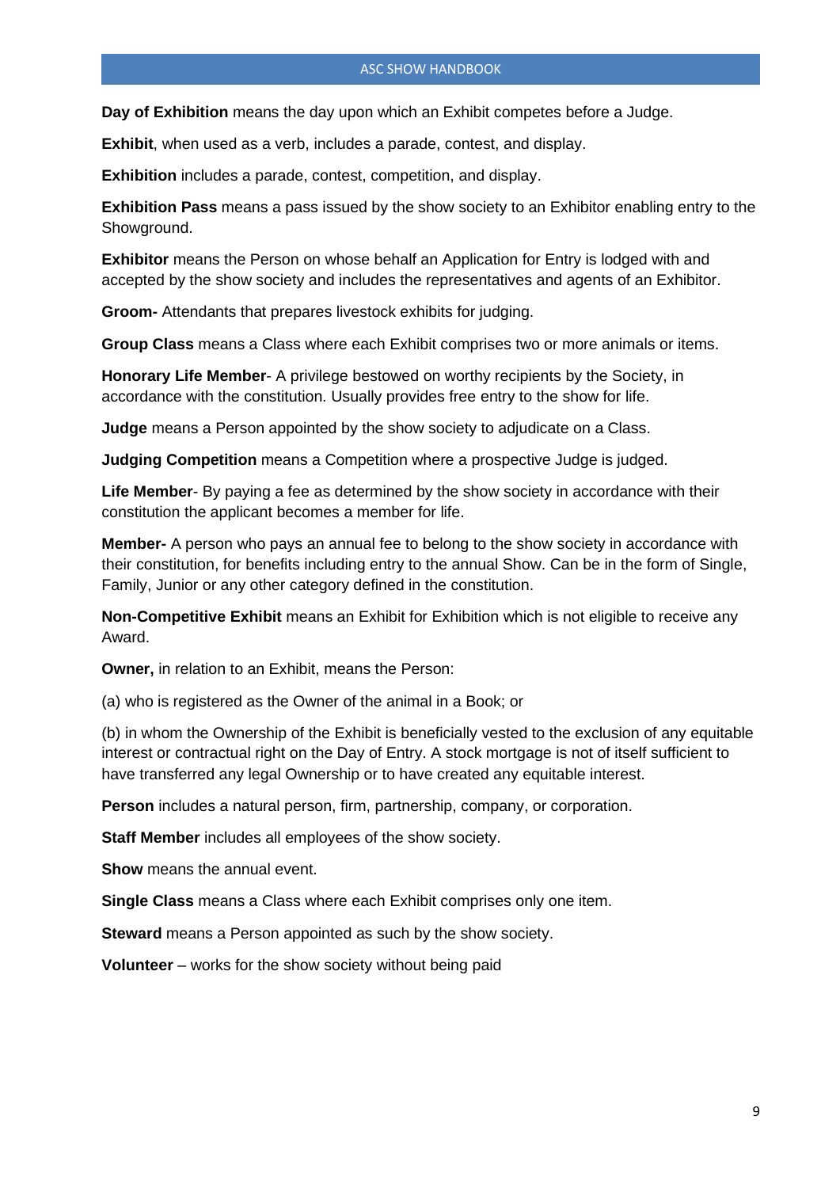**Day of Exhibition** means the day upon which an Exhibit competes before a Judge.

**Exhibit**, when used as a verb, includes a parade, contest, and display.

**Exhibition** includes a parade, contest, competition, and display.

**Exhibition Pass** means a pass issued by the show society to an Exhibitor enabling entry to the Showground.

**Exhibitor** means the Person on whose behalf an Application for Entry is lodged with and accepted by the show society and includes the representatives and agents of an Exhibitor.

**Groom-** Attendants that prepares livestock exhibits for judging.

**Group Class** means a Class where each Exhibit comprises two or more animals or items.

**Honorary Life Member**- A privilege bestowed on worthy recipients by the Society, in accordance with the constitution. Usually provides free entry to the show for life.

**Judge** means a Person appointed by the show society to adjudicate on a Class.

**Judging Competition** means a Competition where a prospective Judge is judged.

**Life Member**- By paying a fee as determined by the show society in accordance with their constitution the applicant becomes a member for life.

**Member-** A person who pays an annual fee to belong to the show society in accordance with their constitution, for benefits including entry to the annual Show. Can be in the form of Single, Family, Junior or any other category defined in the constitution.

**Non-Competitive Exhibit** means an Exhibit for Exhibition which is not eligible to receive any Award.

**Owner,** in relation to an Exhibit, means the Person:

(a) who is registered as the Owner of the animal in a Book; or

(b) in whom the Ownership of the Exhibit is beneficially vested to the exclusion of any equitable interest or contractual right on the Day of Entry. A stock mortgage is not of itself sufficient to have transferred any legal Ownership or to have created any equitable interest.

**Person** includes a natural person, firm, partnership, company, or corporation.

**Staff Member** includes all employees of the show society.

**Show** means the annual event.

**Single Class** means a Class where each Exhibit comprises only one item.

**Steward** means a Person appointed as such by the show society.

**Volunteer** – works for the show society without being paid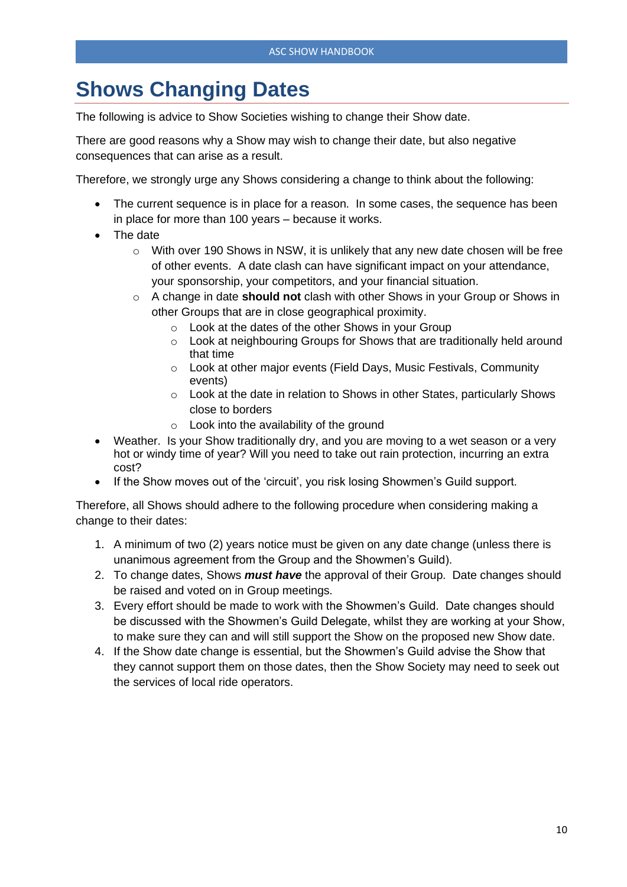# Shows Changing Dates

The following is advice to Show Societies wishing to change their Show date.

There are good reasons why a Show may wish to change their date, but also negative consequences that can arise as a result.

Therefore, we strongly urge any Shows considering a change to think about the following:

- The current sequence is in place for a reason. In some cases, the sequence has been in place for more than 100 years – because it works.
- The date
  - With over 190 Shows in NSW, it is unlikely that any new date chosen will be free of other events. A date clash can have significant impact on your attendance, your sponsorship, your competitors, and your financial situation.
  - A change in date **should not** clash with other Shows in your Group or Shows in other Groups that are in close geographical proximity.
    - Look at the dates of the other Shows in your Group
    - Look at neighbouring Groups for Shows that are traditionally held around that time
    - Look at other major events (Field Days, Music Festivals, Community events)
    - Look at the date in relation to Shows in other States, particularly Shows close to borders
    - Look into the availability of the ground
- Weather. Is your Show traditionally dry, and you are moving to a wet season or a very hot or windy time of year? Will you need to take out rain protection, incurring an extra cost?
- If the Show moves out of the 'circuit', you risk losing Showmen's Guild support.

Therefore, all Shows should adhere to the following procedure when considering making a change to their dates:

1. A minimum of two (2) years notice must be given on any date change (unless there is unanimous agreement from the Group and the Showmen's Guild).
2. To change dates, Shows ***must have*** the approval of their Group. Date changes should be raised and voted on in Group meetings.
3. Every effort should be made to work with the Showmen's Guild. Date changes should be discussed with the Showmen's Guild Delegate, whilst they are working at your Show, to make sure they can and will still support the Show on the proposed new Show date.
4. If the Show date change is essential, but the Showmen's Guild advise the Show that they cannot support them on those dates, then the Show Society may need to seek out the services of local ride operators.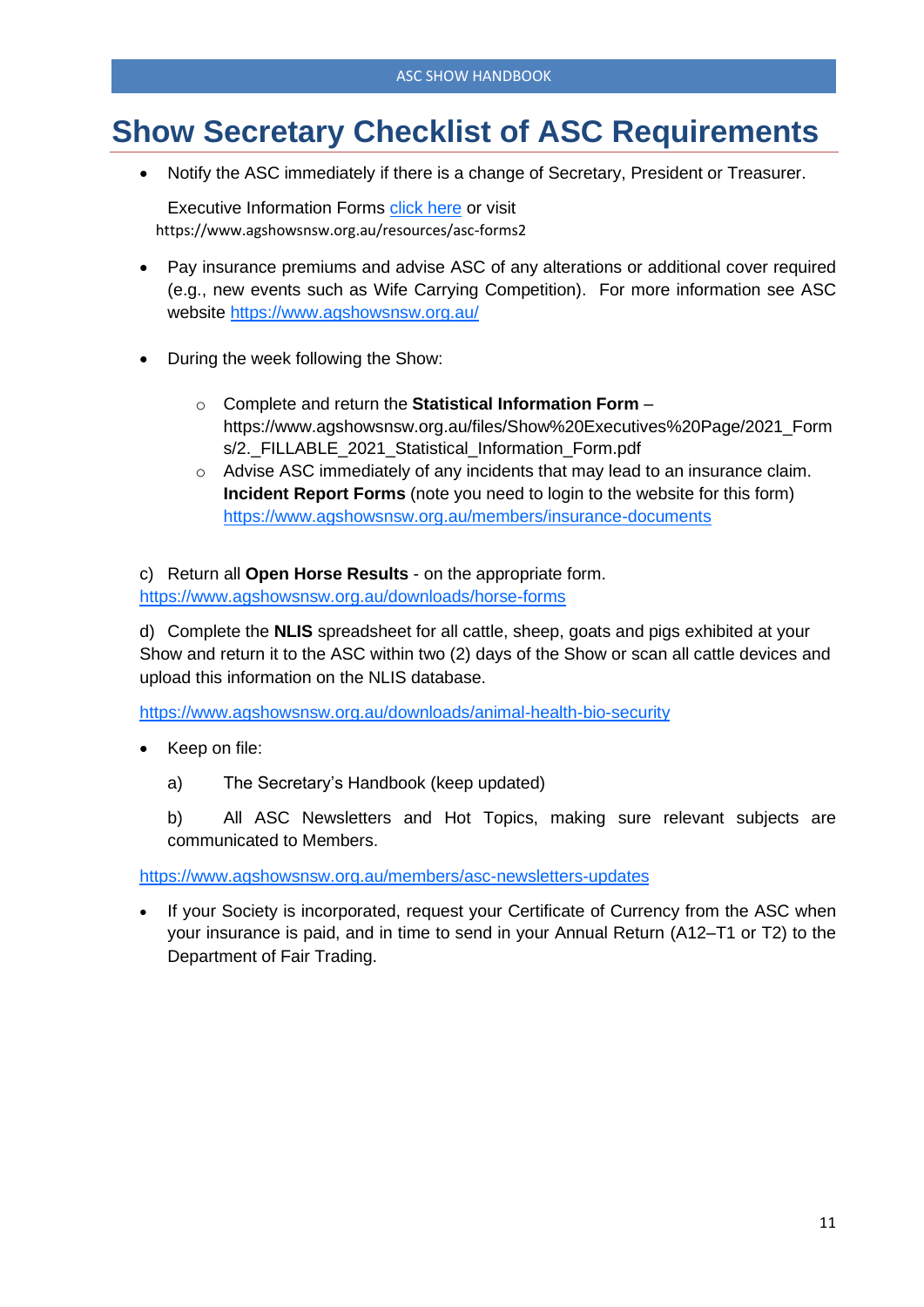# Show Secretary Checklist of ASC Requirements

- Notify the ASC immediately if there is a change of Secretary, President or Treasurer.

  Executive Information Forms click here or visit https://www.agshowsnsw.org.au/resources/asc-forms2

- Pay insurance premiums and advise ASC of any alterations or additional cover required (e.g., new events such as Wife Carrying Competition). For more information see ASC website https://www.agshowsnsw.org.au/

- During the week following the Show:

  - Complete and return the **Statistical Information Form** – https://www.agshowsnsw.org.au/files/Show%20Executives%20Page/2021_Forms/2._FILLABLE_2021_Statistical_Information_Form.pdf
  - Advise ASC immediately of any incidents that may lead to an insurance claim. **Incident Report Forms** (note you need to login to the website for this form) https://www.agshowsnsw.org.au/members/insurance-documents

c) Return all **Open Horse Results** - on the appropriate form. https://www.agshowsnsw.org.au/downloads/horse-forms

d) Complete the **NLIS** spreadsheet for all cattle, sheep, goats and pigs exhibited at your Show and return it to the ASC within two (2) days of the Show or scan all cattle devices and upload this information on the NLIS database.

https://www.agshowsnsw.org.au/downloads/animal-health-bio-security

- Keep on file:

  a) The Secretary's Handbook (keep updated)

  b) All ASC Newsletters and Hot Topics, making sure relevant subjects are communicated to Members.

https://www.agshowsnsw.org.au/members/asc-newsletters-updates

- If your Society is incorporated, request your Certificate of Currency from the ASC when your insurance is paid, and in time to send in your Annual Return (A12–T1 or T2) to the Department of Fair Trading.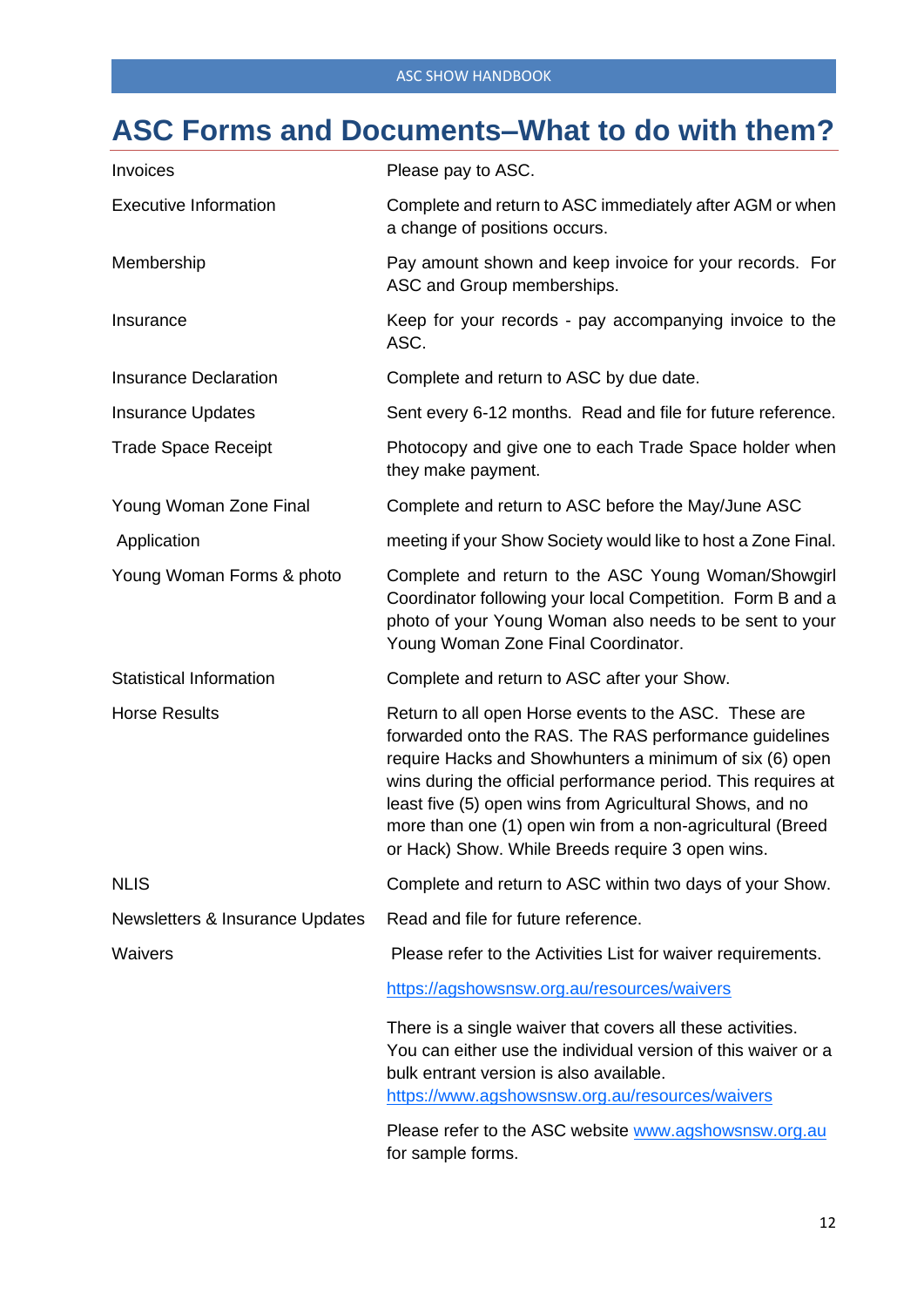# ASC Forms and Documents–What to do with them?

| | |
|---|---|
| Invoices | Please pay to ASC. |
| Executive Information | Complete and return to ASC immediately after AGM or when a change of positions occurs. |
| Membership | Pay amount shown and keep invoice for your records. For ASC and Group memberships. |
| Insurance | Keep for your records - pay accompanying invoice to the ASC. |
| Insurance Declaration | Complete and return to ASC by due date. |
| Insurance Updates | Sent every 6-12 months. Read and file for future reference. |
| Trade Space Receipt | Photocopy and give one to each Trade Space holder when they make payment. |
| Young Woman Zone Final Application | Complete and return to ASC before the May/June ASC meeting if your Show Society would like to host a Zone Final. |
| Young Woman Forms & photo | Complete and return to the ASC Young Woman/Showgirl Coordinator following your local Competition. Form B and a photo of your Young Woman also needs to be sent to your Young Woman Zone Final Coordinator. |
| Statistical Information | Complete and return to ASC after your Show. |
| Horse Results | Return to all open Horse events to the ASC. These are forwarded onto the RAS. The RAS performance guidelines require Hacks and Showhunters a minimum of six (6) open wins during the official performance period. This requires at least five (5) open wins from Agricultural Shows, and no more than one (1) open win from a non-agricultural (Breed or Hack) Show. While Breeds require 3 open wins. |
| NLIS | Complete and return to ASC within two days of your Show. |
| Newsletters & Insurance Updates | Read and file for future reference. |
| Waivers | Please refer to the Activities List for waiver requirements.<br><br>https://agshowsnsw.org.au/resources/waivers<br><br>There is a single waiver that covers all these activities. You can either use the individual version of this waiver or a bulk entrant version is also available.<br>https://www.agshowsnsw.org.au/resources/waivers<br><br>Please refer to the ASC website www.agshowsnsw.org.au for sample forms. |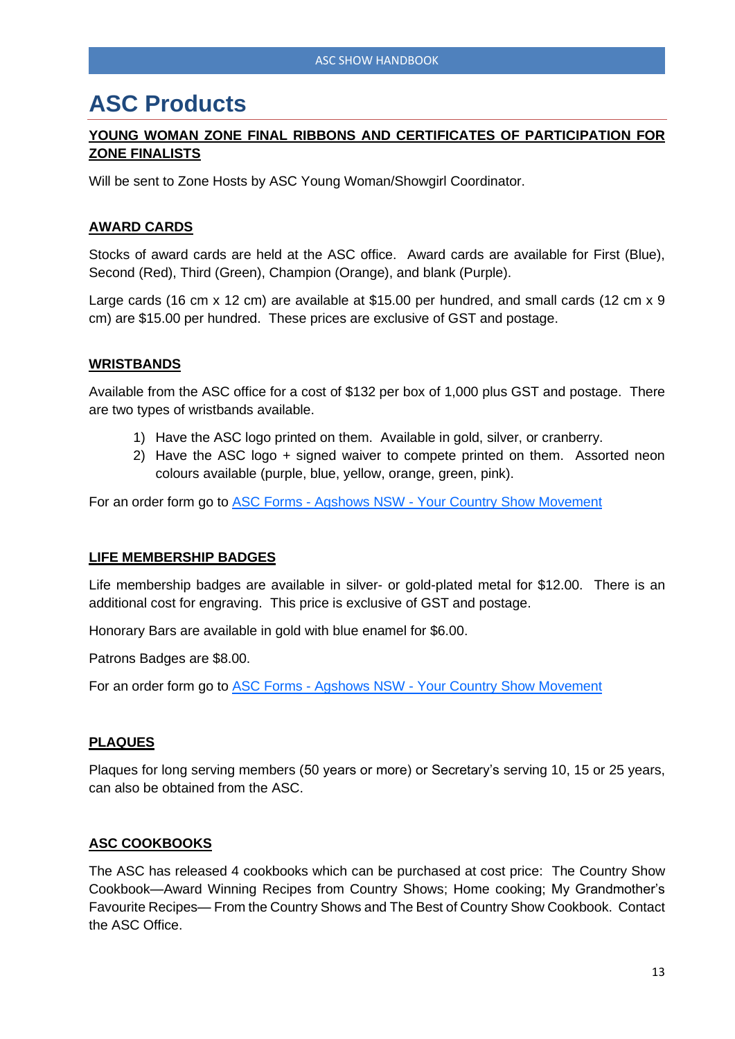# ASC Products

## YOUNG WOMAN ZONE FINAL RIBBONS AND CERTIFICATES OF PARTICIPATION FOR ZONE FINALISTS

Will be sent to Zone Hosts by ASC Young Woman/Showgirl Coordinator.

## AWARD CARDS

Stocks of award cards are held at the ASC office. Award cards are available for First (Blue), Second (Red), Third (Green), Champion (Orange), and blank (Purple).

Large cards (16 cm x 12 cm) are available at $15.00 per hundred, and small cards (12 cm x 9 cm) are $15.00 per hundred. These prices are exclusive of GST and postage.

## WRISTBANDS

Available from the ASC office for a cost of $132 per box of 1,000 plus GST and postage. There are two types of wristbands available.

1) Have the ASC logo printed on them. Available in gold, silver, or cranberry.
2) Have the ASC logo + signed waiver to compete printed on them. Assorted neon colours available (purple, blue, yellow, orange, green, pink).

For an order form go to [ASC Forms - Agshows NSW - Your Country Show Movement]()

## LIFE MEMBERSHIP BADGES

Life membership badges are available in silver- or gold-plated metal for $12.00. There is an additional cost for engraving. This price is exclusive of GST and postage.

Honorary Bars are available in gold with blue enamel for $6.00.

Patrons Badges are $8.00.

For an order form go to [ASC Forms - Agshows NSW - Your Country Show Movement]()

## PLAQUES

Plaques for long serving members (50 years or more) or Secretary's serving 10, 15 or 25 years, can also be obtained from the ASC.

## ASC COOKBOOKS

The ASC has released 4 cookbooks which can be purchased at cost price: The Country Show Cookbook—Award Winning Recipes from Country Shows; Home cooking; My Grandmother's Favourite Recipes— From the Country Shows and The Best of Country Show Cookbook. Contact the ASC Office.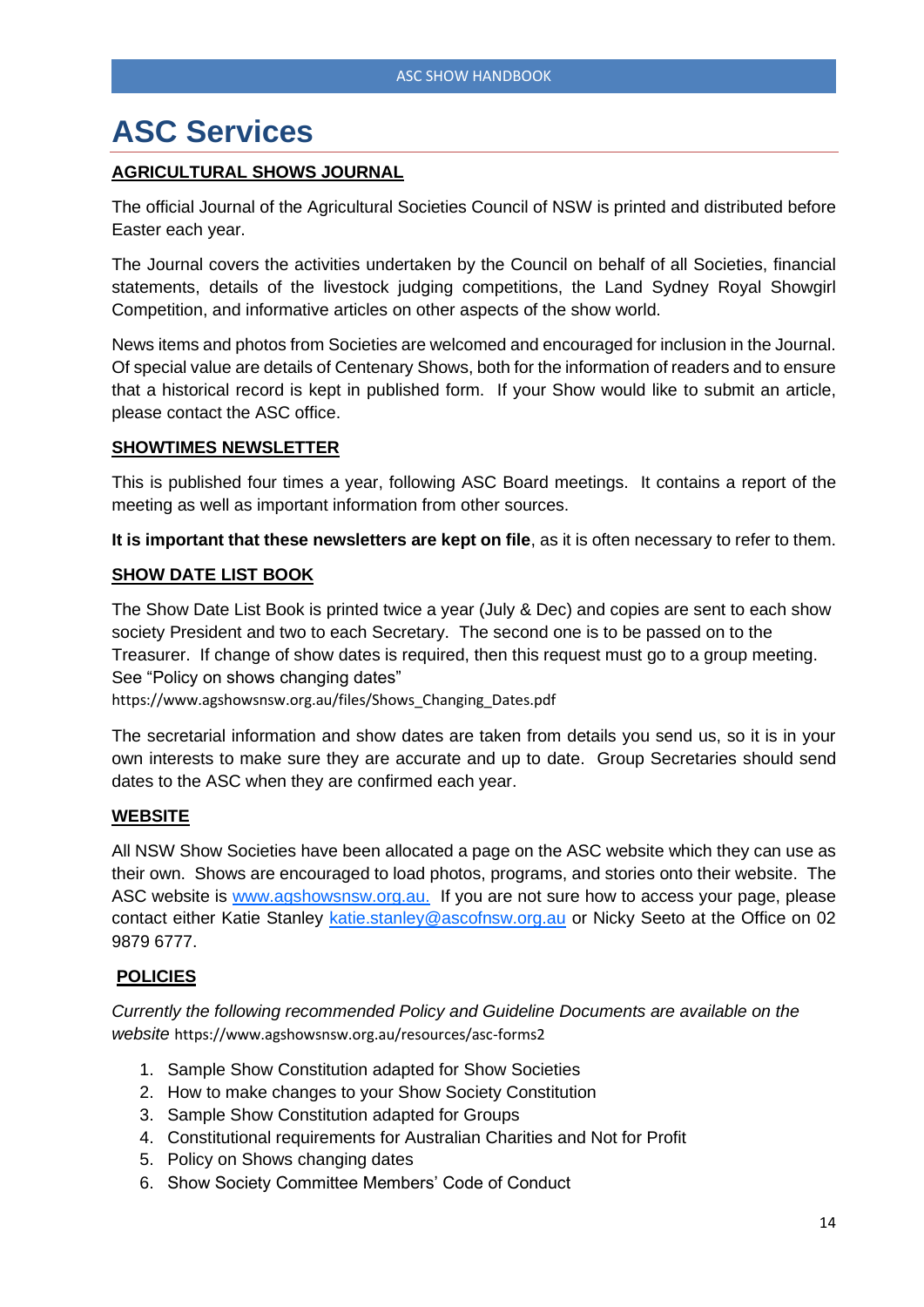# ASC Services

## AGRICULTURAL SHOWS JOURNAL

The official Journal of the Agricultural Societies Council of NSW is printed and distributed before Easter each year.

The Journal covers the activities undertaken by the Council on behalf of all Societies, financial statements, details of the livestock judging competitions, the Land Sydney Royal Showgirl Competition, and informative articles on other aspects of the show world.

News items and photos from Societies are welcomed and encouraged for inclusion in the Journal. Of special value are details of Centenary Shows, both for the information of readers and to ensure that a historical record is kept in published form. If your Show would like to submit an article, please contact the ASC office.

## SHOWTIMES NEWSLETTER

This is published four times a year, following ASC Board meetings. It contains a report of the meeting as well as important information from other sources.

**It is important that these newsletters are kept on file**, as it is often necessary to refer to them.

## SHOW DATE LIST BOOK

The Show Date List Book is printed twice a year (July & Dec) and copies are sent to each show society President and two to each Secretary. The second one is to be passed on to the Treasurer. If change of show dates is required, then this request must go to a group meeting. See "Policy on shows changing dates"
https://www.agshowsnsw.org.au/files/Shows_Changing_Dates.pdf

The secretarial information and show dates are taken from details you send us, so it is in your own interests to make sure they are accurate and up to date. Group Secretaries should send dates to the ASC when they are confirmed each year.

## WEBSITE

All NSW Show Societies have been allocated a page on the ASC website which they can use as their own. Shows are encouraged to load photos, programs, and stories onto their website. The ASC website is www.agshowsnsw.org.au. If you are not sure how to access your page, please contact either Katie Stanley katie.stanley@ascofnsw.org.au or Nicky Seeto at the Office on 02 9879 6777.

## POLICIES

*Currently the following recommended Policy and Guideline Documents are available on the website* https://www.agshowsnsw.org.au/resources/asc-forms2

1. Sample Show Constitution adapted for Show Societies
2. How to make changes to your Show Society Constitution
3. Sample Show Constitution adapted for Groups
4. Constitutional requirements for Australian Charities and Not for Profit
5. Policy on Shows changing dates
6. Show Society Committee Members' Code of Conduct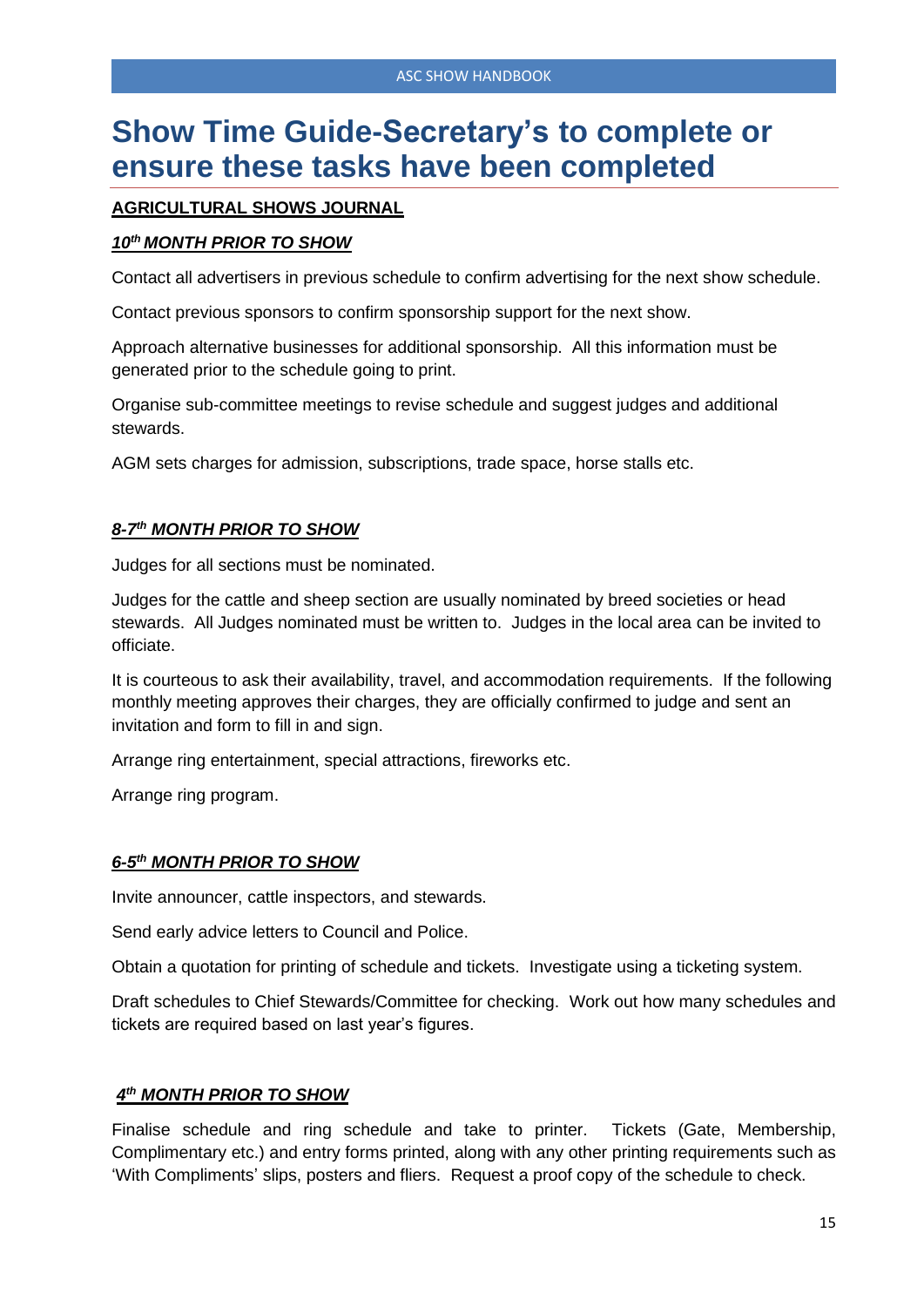# Show Time Guide-Secretary's to complete or ensure these tasks have been completed

**AGRICULTURAL SHOWS JOURNAL**

***10th MONTH PRIOR TO SHOW***

Contact all advertisers in previous schedule to confirm advertising for the next show schedule.

Contact previous sponsors to confirm sponsorship support for the next show.

Approach alternative businesses for additional sponsorship. All this information must be generated prior to the schedule going to print.

Organise sub-committee meetings to revise schedule and suggest judges and additional stewards.

AGM sets charges for admission, subscriptions, trade space, horse stalls etc.

***8-7th MONTH PRIOR TO SHOW***

Judges for all sections must be nominated.

Judges for the cattle and sheep section are usually nominated by breed societies or head stewards. All Judges nominated must be written to. Judges in the local area can be invited to officiate.

It is courteous to ask their availability, travel, and accommodation requirements. If the following monthly meeting approves their charges, they are officially confirmed to judge and sent an invitation and form to fill in and sign.

Arrange ring entertainment, special attractions, fireworks etc.

Arrange ring program.

***6-5th MONTH PRIOR TO SHOW***

Invite announcer, cattle inspectors, and stewards.

Send early advice letters to Council and Police.

Obtain a quotation for printing of schedule and tickets. Investigate using a ticketing system.

Draft schedules to Chief Stewards/Committee for checking. Work out how many schedules and tickets are required based on last year's figures.

***4th MONTH PRIOR TO SHOW***

Finalise schedule and ring schedule and take to printer. Tickets (Gate, Membership, Complimentary etc.) and entry forms printed, along with any other printing requirements such as 'With Compliments' slips, posters and fliers. Request a proof copy of the schedule to check.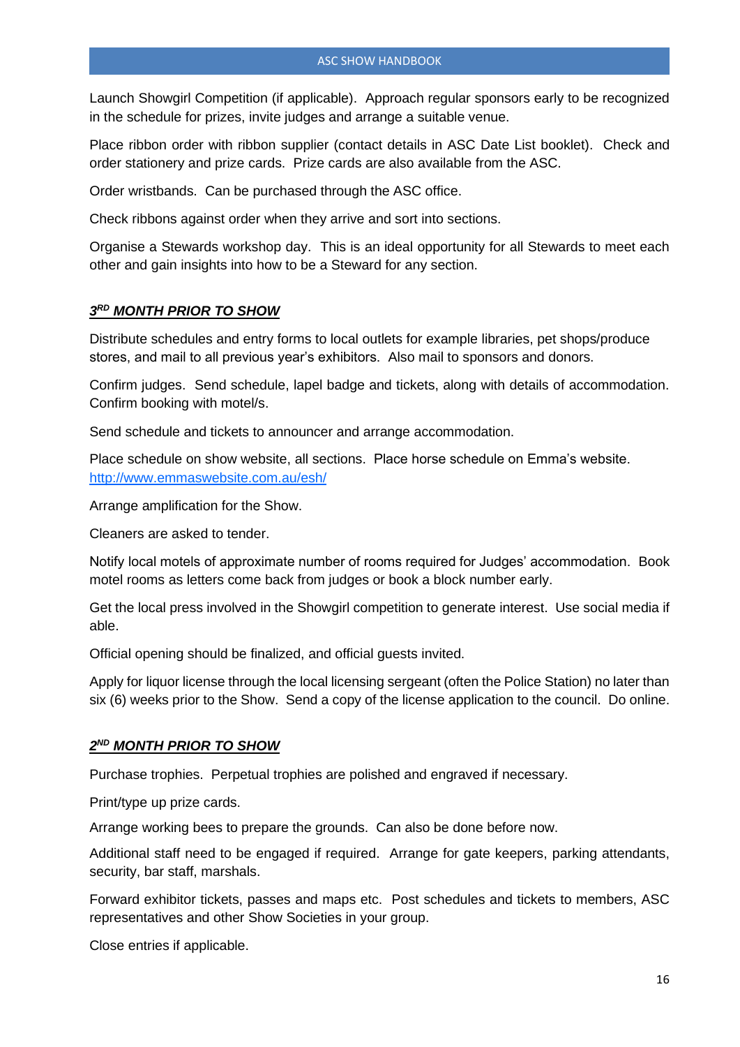Launch Showgirl Competition (if applicable). Approach regular sponsors early to be recognized in the schedule for prizes, invite judges and arrange a suitable venue.

Place ribbon order with ribbon supplier (contact details in ASC Date List booklet). Check and order stationery and prize cards. Prize cards are also available from the ASC.

Order wristbands. Can be purchased through the ASC office.

Check ribbons against order when they arrive and sort into sections.

Organise a Stewards workshop day. This is an ideal opportunity for all Stewards to meet each other and gain insights into how to be a Steward for any section.

### ***3RD MONTH PRIOR TO SHOW***

Distribute schedules and entry forms to local outlets for example libraries, pet shops/produce stores, and mail to all previous year's exhibitors. Also mail to sponsors and donors.

Confirm judges. Send schedule, lapel badge and tickets, along with details of accommodation. Confirm booking with motel/s.

Send schedule and tickets to announcer and arrange accommodation.

Place schedule on show website, all sections. Place horse schedule on Emma's website. [http://www.emmaswebsite.com.au/esh/](http://www.emmaswebsite.com.au/esh/)

Arrange amplification for the Show.

Cleaners are asked to tender.

Notify local motels of approximate number of rooms required for Judges' accommodation. Book motel rooms as letters come back from judges or book a block number early.

Get the local press involved in the Showgirl competition to generate interest. Use social media if able.

Official opening should be finalized, and official guests invited.

Apply for liquor license through the local licensing sergeant (often the Police Station) no later than six (6) weeks prior to the Show. Send a copy of the license application to the council. Do online.

### ***2ND MONTH PRIOR TO SHOW***

Purchase trophies. Perpetual trophies are polished and engraved if necessary.

Print/type up prize cards.

Arrange working bees to prepare the grounds. Can also be done before now.

Additional staff need to be engaged if required. Arrange for gate keepers, parking attendants, security, bar staff, marshals.

Forward exhibitor tickets, passes and maps etc. Post schedules and tickets to members, ASC representatives and other Show Societies in your group.

Close entries if applicable.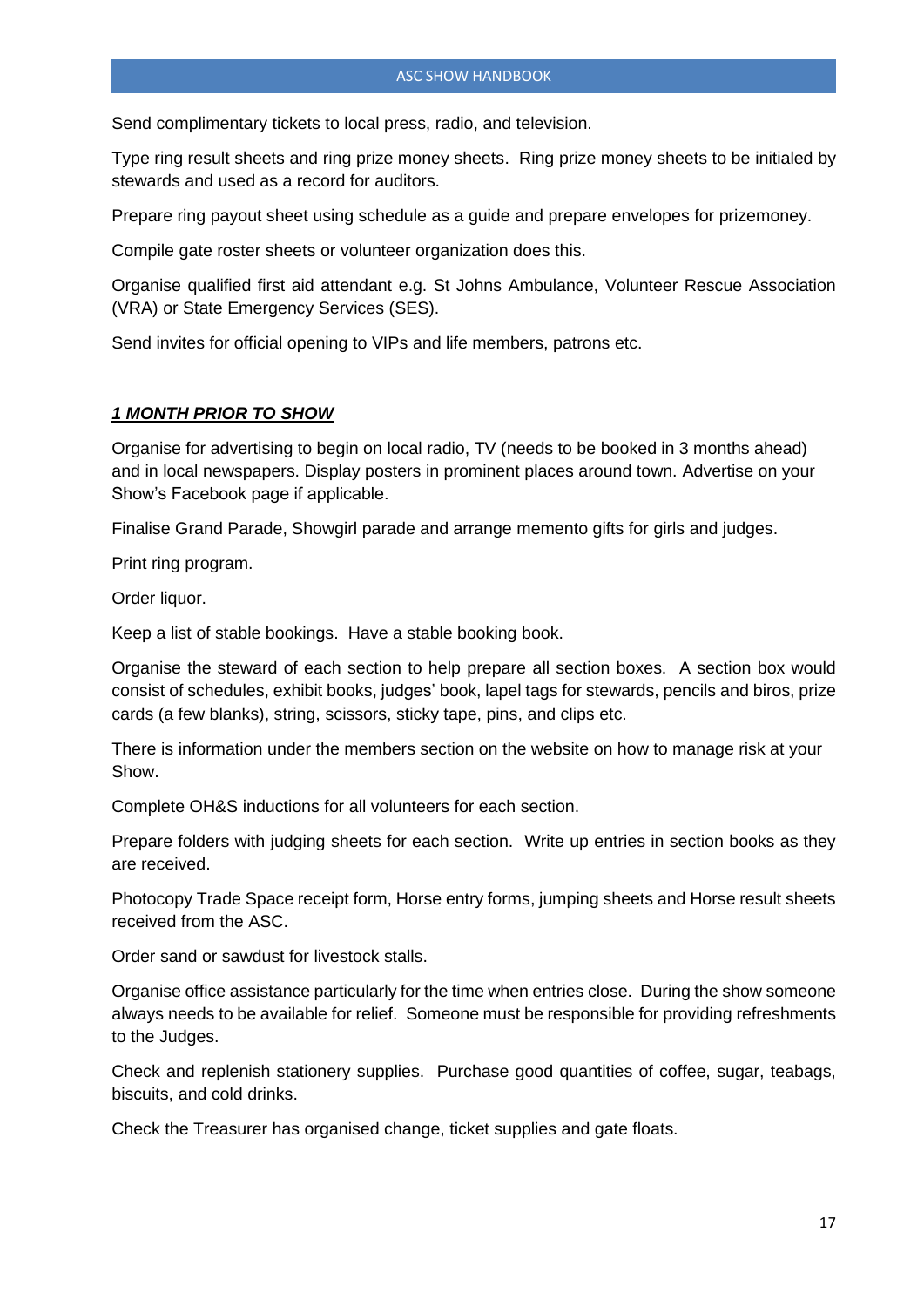Send complimentary tickets to local press, radio, and television.

Type ring result sheets and ring prize money sheets.  Ring prize money sheets to be initialed by stewards and used as a record for auditors.

Prepare ring payout sheet using schedule as a guide and prepare envelopes for prizemoney.

Compile gate roster sheets or volunteer organization does this.

Organise qualified first aid attendant e.g. St Johns Ambulance, Volunteer Rescue Association (VRA) or State Emergency Services (SES).

Send invites for official opening to VIPs and life members, patrons etc.

***1 MONTH PRIOR TO SHOW***

Organise for advertising to begin on local radio, TV (needs to be booked in 3 months ahead) and in local newspapers. Display posters in prominent places around town. Advertise on your Show's Facebook page if applicable.

Finalise Grand Parade, Showgirl parade and arrange memento gifts for girls and judges.

Print ring program.

Order liquor.

Keep a list of stable bookings.  Have a stable booking book.

Organise the steward of each section to help prepare all section boxes.  A section box would consist of schedules, exhibit books, judges' book, lapel tags for stewards, pencils and biros, prize cards (a few blanks), string, scissors, sticky tape, pins, and clips etc.

There is information under the members section on the website on how to manage risk at your Show.

Complete OH&S inductions for all volunteers for each section.

Prepare folders with judging sheets for each section.  Write up entries in section books as they are received.

Photocopy Trade Space receipt form, Horse entry forms, jumping sheets and Horse result sheets received from the ASC.

Order sand or sawdust for livestock stalls.

Organise office assistance particularly for the time when entries close.  During the show someone always needs to be available for relief.  Someone must be responsible for providing refreshments to the Judges.

Check and replenish stationery supplies.  Purchase good quantities of coffee, sugar, teabags, biscuits, and cold drinks.

Check the Treasurer has organised change, ticket supplies and gate floats.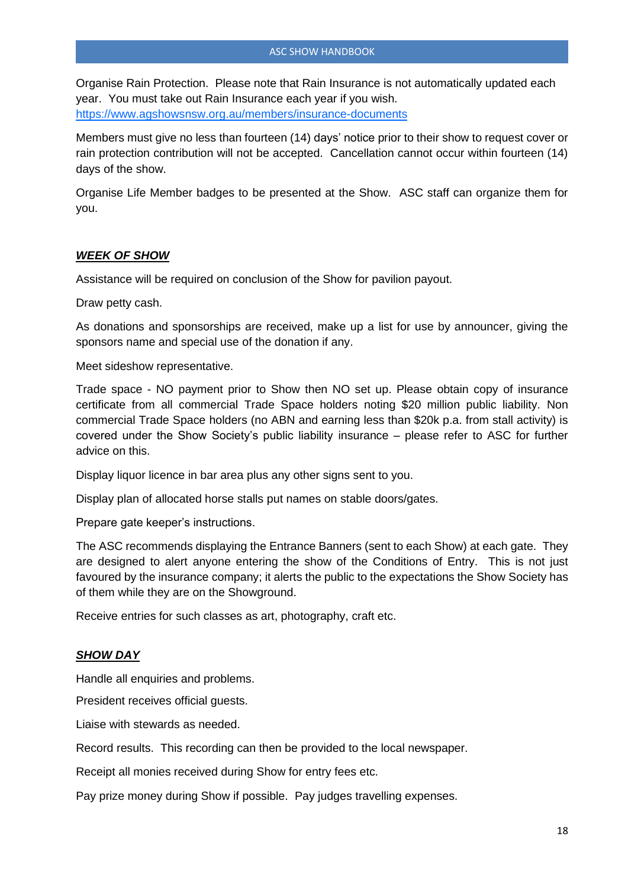Organise Rain Protection. Please note that Rain Insurance is not automatically updated each year. You must take out Rain Insurance each year if you wish. https://www.agshowsnsw.org.au/members/insurance-documents

Members must give no less than fourteen (14) days' notice prior to their show to request cover or rain protection contribution will not be accepted. Cancellation cannot occur within fourteen (14) days of the show.

Organise Life Member badges to be presented at the Show. ASC staff can organize them for you.

***WEEK OF SHOW***

Assistance will be required on conclusion of the Show for pavilion payout.

Draw petty cash.

As donations and sponsorships are received, make up a list for use by announcer, giving the sponsors name and special use of the donation if any.

Meet sideshow representative.

Trade space - NO payment prior to Show then NO set up. Please obtain copy of insurance certificate from all commercial Trade Space holders noting $20 million public liability. Non commercial Trade Space holders (no ABN and earning less than $20k p.a. from stall activity) is covered under the Show Society's public liability insurance – please refer to ASC for further advice on this.

Display liquor licence in bar area plus any other signs sent to you.

Display plan of allocated horse stalls put names on stable doors/gates.

Prepare gate keeper's instructions.

The ASC recommends displaying the Entrance Banners (sent to each Show) at each gate. They are designed to alert anyone entering the show of the Conditions of Entry. This is not just favoured by the insurance company; it alerts the public to the expectations the Show Society has of them while they are on the Showground.

Receive entries for such classes as art, photography, craft etc.

***SHOW DAY***

Handle all enquiries and problems.

President receives official guests.

Liaise with stewards as needed.

Record results. This recording can then be provided to the local newspaper.

Receipt all monies received during Show for entry fees etc.

Pay prize money during Show if possible. Pay judges travelling expenses.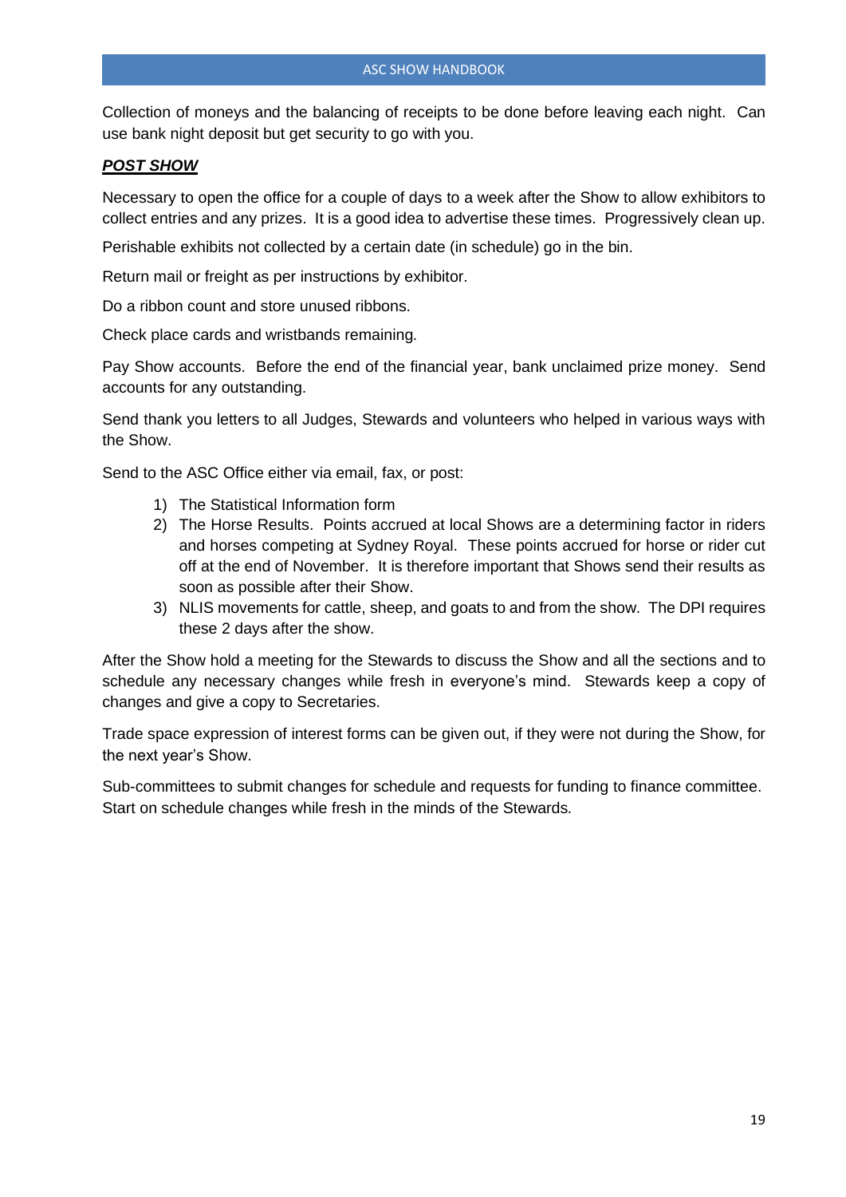Collection of moneys and the balancing of receipts to be done before leaving each night. Can use bank night deposit but get security to go with you.

***POST SHOW***

Necessary to open the office for a couple of days to a week after the Show to allow exhibitors to collect entries and any prizes. It is a good idea to advertise these times. Progressively clean up.

Perishable exhibits not collected by a certain date (in schedule) go in the bin.

Return mail or freight as per instructions by exhibitor.

Do a ribbon count and store unused ribbons.

Check place cards and wristbands remaining.

Pay Show accounts. Before the end of the financial year, bank unclaimed prize money. Send accounts for any outstanding.

Send thank you letters to all Judges, Stewards and volunteers who helped in various ways with the Show.

Send to the ASC Office either via email, fax, or post:

1) The Statistical Information form
2) The Horse Results. Points accrued at local Shows are a determining factor in riders and horses competing at Sydney Royal. These points accrued for horse or rider cut off at the end of November. It is therefore important that Shows send their results as soon as possible after their Show.
3) NLIS movements for cattle, sheep, and goats to and from the show. The DPI requires these 2 days after the show.

After the Show hold a meeting for the Stewards to discuss the Show and all the sections and to schedule any necessary changes while fresh in everyone's mind. Stewards keep a copy of changes and give a copy to Secretaries.

Trade space expression of interest forms can be given out, if they were not during the Show, for the next year's Show.

Sub-committees to submit changes for schedule and requests for funding to finance committee. Start on schedule changes while fresh in the minds of the Stewards.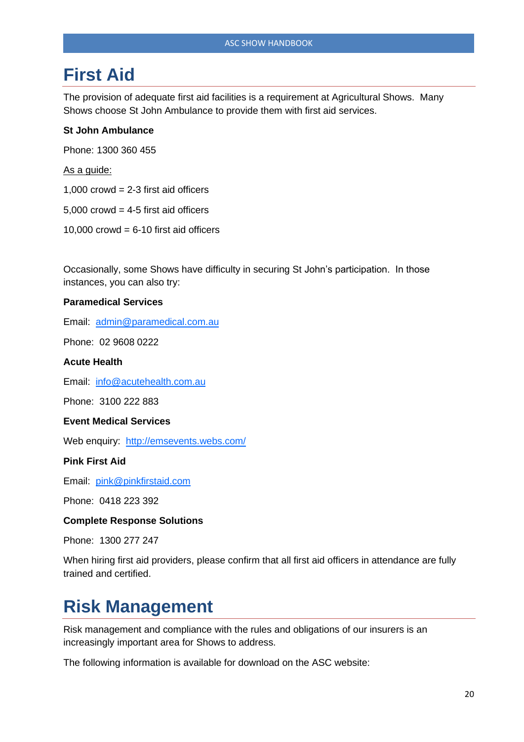# First Aid

The provision of adequate first aid facilities is a requirement at Agricultural Shows. Many Shows choose St John Ambulance to provide them with first aid services.

**St John Ambulance**

Phone: 1300 360 455

<u>As a guide:</u>

1,000 crowd = 2-3 first aid officers

5,000 crowd = 4-5 first aid officers

10,000 crowd = 6-10 first aid officers

Occasionally, some Shows have difficulty in securing St John's participation. In those instances, you can also try:

**Paramedical Services**

Email: admin@paramedical.com.au

Phone: 02 9608 0222

**Acute Health**

Email: info@acutehealth.com.au

Phone: 3100 222 883

**Event Medical Services**

Web enquiry: http://emsevents.webs.com/

**Pink First Aid**

Email: pink@pinkfirstaid.com

Phone: 0418 223 392

**Complete Response Solutions**

Phone: 1300 277 247

When hiring first aid providers, please confirm that all first aid officers in attendance are fully trained and certified.

# Risk Management

Risk management and compliance with the rules and obligations of our insurers is an increasingly important area for Shows to address.

The following information is available for download on the ASC website: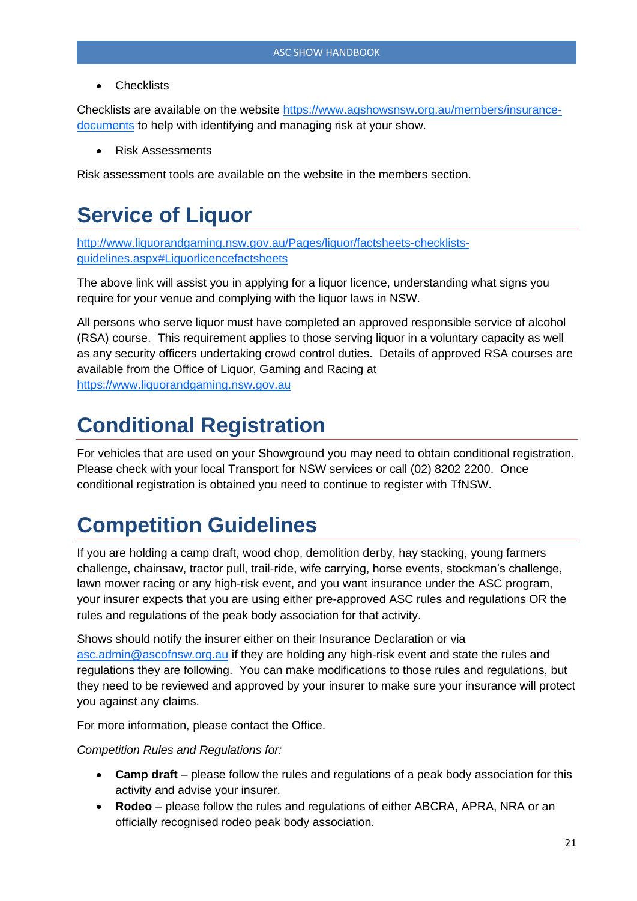- Checklists

Checklists are available on the website [https://www.agshowsnsw.org.au/members/insurance-documents](https://www.agshowsnsw.org.au/members/insurance-documents) to help with identifying and managing risk at your show.

- Risk Assessments

Risk assessment tools are available on the website in the members section.

# Service of Liquor

[http://www.liquorandgaming.nsw.gov.au/Pages/liquor/factsheets-checklists-guidelines.aspx#Liquorlicencefactsheets](http://www.liquorandgaming.nsw.gov.au/Pages/liquor/factsheets-checklists-guidelines.aspx#Liquorlicencefactsheets)

The above link will assist you in applying for a liquor licence, understanding what signs you require for your venue and complying with the liquor laws in NSW.

All persons who serve liquor must have completed an approved responsible service of alcohol (RSA) course. This requirement applies to those serving liquor in a voluntary capacity as well as any security officers undertaking crowd control duties. Details of approved RSA courses are available from the Office of Liquor, Gaming and Racing at [https://www.liquorandgaming.nsw.gov.au](https://www.liquorandgaming.nsw.gov.au)

# Conditional Registration

For vehicles that are used on your Showground you may need to obtain conditional registration. Please check with your local Transport for NSW services or call (02) 8202 2200. Once conditional registration is obtained you need to continue to register with TfNSW.

# Competition Guidelines

If you are holding a camp draft, wood chop, demolition derby, hay stacking, young farmers challenge, chainsaw, tractor pull, trail-ride, wife carrying, horse events, stockman's challenge, lawn mower racing or any high-risk event, and you want insurance under the ASC program, your insurer expects that you are using either pre-approved ASC rules and regulations OR the rules and regulations of the peak body association for that activity.

Shows should notify the insurer either on their Insurance Declaration or via [asc.admin@ascofnsw.org.au](mailto:asc.admin@ascofnsw.org.au) if they are holding any high-risk event and state the rules and regulations they are following. You can make modifications to those rules and regulations, but they need to be reviewed and approved by your insurer to make sure your insurance will protect you against any claims.

For more information, please contact the Office.

*Competition Rules and Regulations for:*

- **Camp draft** – please follow the rules and regulations of a peak body association for this activity and advise your insurer.
- **Rodeo** – please follow the rules and regulations of either ABCRA, APRA, NRA or an officially recognised rodeo peak body association.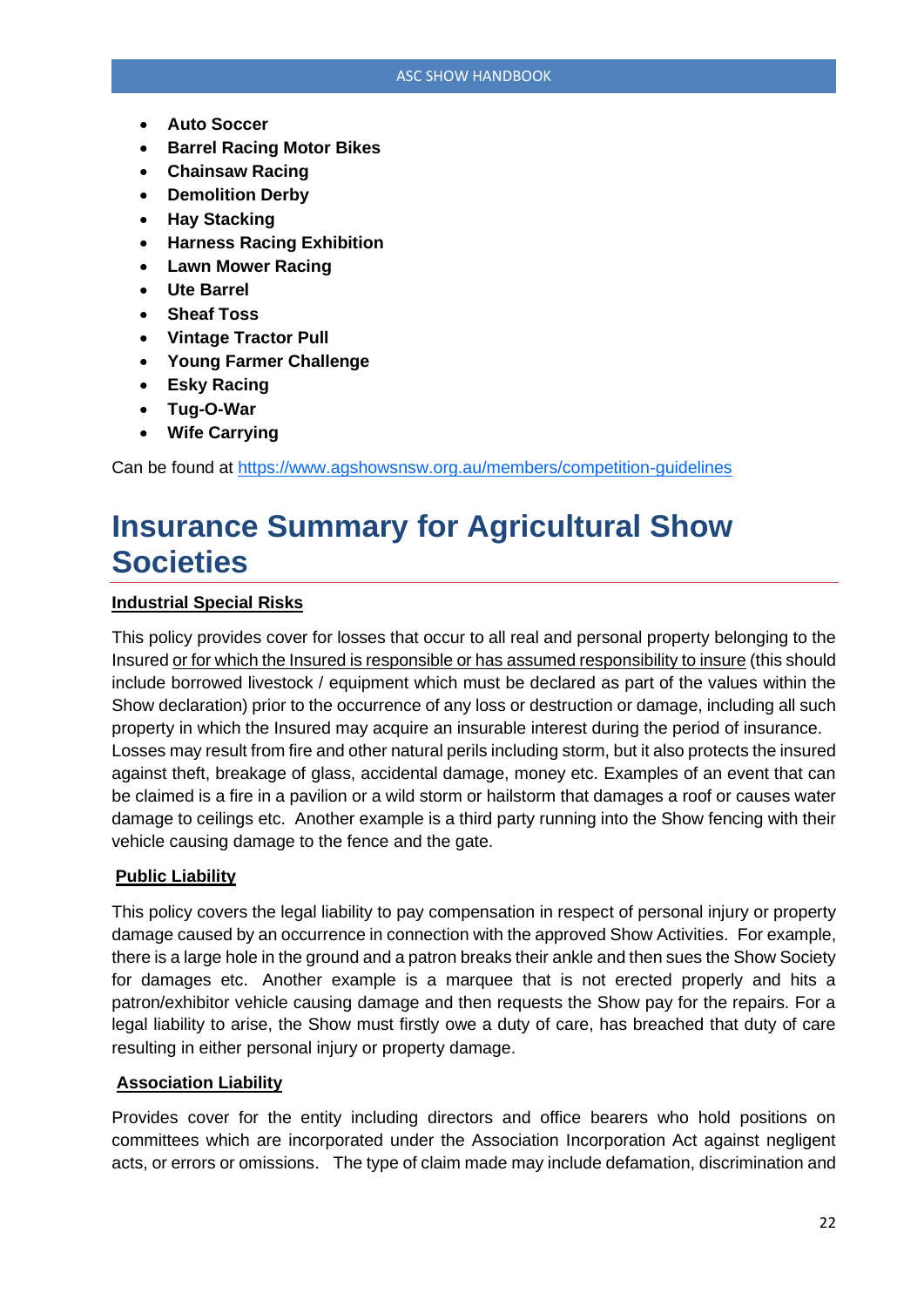- **Auto Soccer**
- **Barrel Racing Motor Bikes**
- **Chainsaw Racing**
- **Demolition Derby**
- **Hay Stacking**
- **Harness Racing Exhibition**
- **Lawn Mower Racing**
- **Ute Barrel**
- **Sheaf Toss**
- **Vintage Tractor Pull**
- **Young Farmer Challenge**
- **Esky Racing**
- **Tug-O-War**
- **Wife Carrying**

Can be found at https://www.agshowsnsw.org.au/members/competition-guidelines

# Insurance Summary for Agricultural Show Societies

**Industrial Special Risks**

This policy provides cover for losses that occur to all real and personal property belonging to the Insured or for which the Insured is responsible or has assumed responsibility to insure (this should include borrowed livestock / equipment which must be declared as part of the values within the Show declaration) prior to the occurrence of any loss or destruction or damage, including all such property in which the Insured may acquire an insurable interest during the period of insurance.
Losses may result from fire and other natural perils including storm, but it also protects the insured against theft, breakage of glass, accidental damage, money etc. Examples of an event that can be claimed is a fire in a pavilion or a wild storm or hailstorm that damages a roof or causes water damage to ceilings etc. Another example is a third party running into the Show fencing with their vehicle causing damage to the fence and the gate.

**Public Liability**

This policy covers the legal liability to pay compensation in respect of personal injury or property damage caused by an occurrence in connection with the approved Show Activities. For example, there is a large hole in the ground and a patron breaks their ankle and then sues the Show Society for damages etc. Another example is a marquee that is not erected properly and hits a patron/exhibitor vehicle causing damage and then requests the Show pay for the repairs. For a legal liability to arise, the Show must firstly owe a duty of care, has breached that duty of care resulting in either personal injury or property damage.

**Association Liability**

Provides cover for the entity including directors and office bearers who hold positions on committees which are incorporated under the Association Incorporation Act against negligent acts, or errors or omissions. The type of claim made may include defamation, discrimination and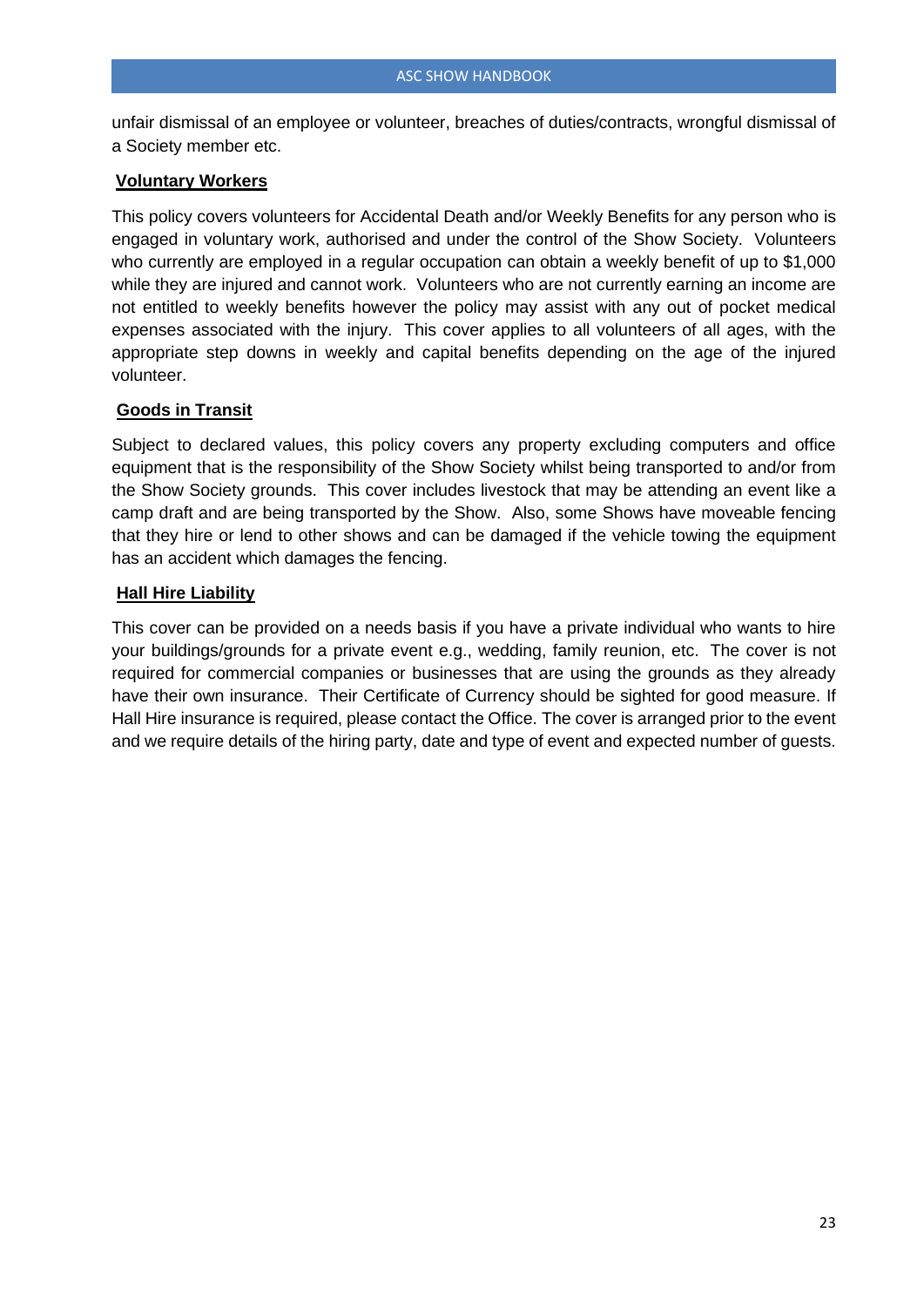unfair dismissal of an employee or volunteer, breaches of duties/contracts, wrongful dismissal of a Society member etc.

**Voluntary Workers**

This policy covers volunteers for Accidental Death and/or Weekly Benefits for any person who is engaged in voluntary work, authorised and under the control of the Show Society. Volunteers who currently are employed in a regular occupation can obtain a weekly benefit of up to $1,000 while they are injured and cannot work. Volunteers who are not currently earning an income are not entitled to weekly benefits however the policy may assist with any out of pocket medical expenses associated with the injury. This cover applies to all volunteers of all ages, with the appropriate step downs in weekly and capital benefits depending on the age of the injured volunteer.

**Goods in Transit**

Subject to declared values, this policy covers any property excluding computers and office equipment that is the responsibility of the Show Society whilst being transported to and/or from the Show Society grounds. This cover includes livestock that may be attending an event like a camp draft and are being transported by the Show. Also, some Shows have moveable fencing that they hire or lend to other shows and can be damaged if the vehicle towing the equipment has an accident which damages the fencing.

**Hall Hire Liability**

This cover can be provided on a needs basis if you have a private individual who wants to hire your buildings/grounds for a private event e.g., wedding, family reunion, etc. The cover is not required for commercial companies or businesses that are using the grounds as they already have their own insurance. Their Certificate of Currency should be sighted for good measure. If Hall Hire insurance is required, please contact the Office. The cover is arranged prior to the event and we require details of the hiring party, date and type of event and expected number of guests.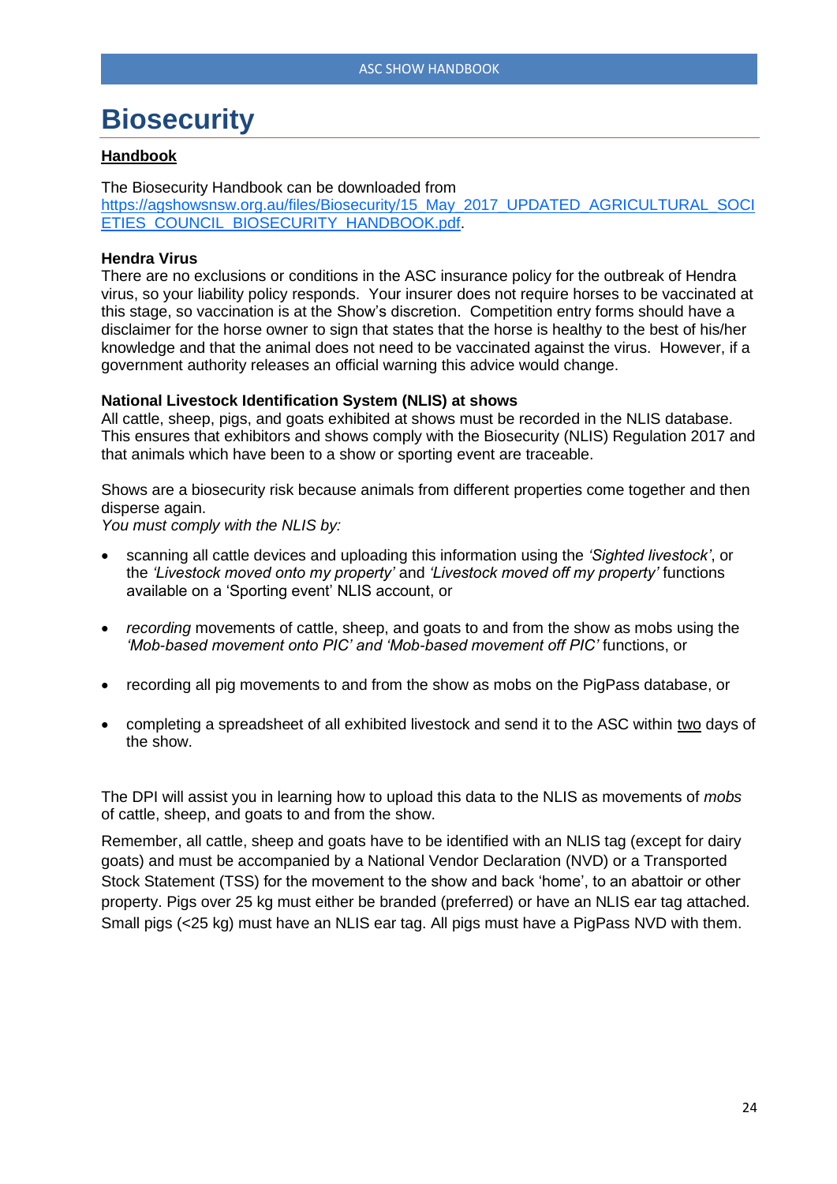# Biosecurity

**Handbook**

The Biosecurity Handbook can be downloaded from https://agshowsnsw.org.au/files/Biosecurity/15_May_2017_UPDATED_AGRICULTURAL_SOCIETIES_COUNCIL_BIOSECURITY_HANDBOOK.pdf.

**Hendra Virus**

There are no exclusions or conditions in the ASC insurance policy for the outbreak of Hendra virus, so your liability policy responds. Your insurer does not require horses to be vaccinated at this stage, so vaccination is at the Show's discretion. Competition entry forms should have a disclaimer for the horse owner to sign that states that the horse is healthy to the best of his/her knowledge and that the animal does not need to be vaccinated against the virus. However, if a government authority releases an official warning this advice would change.

**National Livestock Identification System (NLIS) at shows**

All cattle, sheep, pigs, and goats exhibited at shows must be recorded in the NLIS database. This ensures that exhibitors and shows comply with the Biosecurity (NLIS) Regulation 2017 and that animals which have been to a show or sporting event are traceable.

Shows are a biosecurity risk because animals from different properties come together and then disperse again.

*You must comply with the NLIS by:*

- scanning all cattle devices and uploading this information using the *'Sighted livestock'*, or the *'Livestock moved onto my property'* and *'Livestock moved off my property'* functions available on a 'Sporting event' NLIS account, or
- *recording* movements of cattle, sheep, and goats to and from the show as mobs using the *'Mob-based movement onto PIC' and 'Mob-based movement off PIC'* functions, or
- recording all pig movements to and from the show as mobs on the PigPass database, or
- completing a spreadsheet of all exhibited livestock and send it to the ASC within two days of the show.

The DPI will assist you in learning how to upload this data to the NLIS as movements of *mobs* of cattle, sheep, and goats to and from the show.

Remember, all cattle, sheep and goats have to be identified with an NLIS tag (except for dairy goats) and must be accompanied by a National Vendor Declaration (NVD) or a Transported Stock Statement (TSS) for the movement to the show and back 'home', to an abattoir or other property. Pigs over 25 kg must either be branded (preferred) or have an NLIS ear tag attached. Small pigs (<25 kg) must have an NLIS ear tag. All pigs must have a PigPass NVD with them.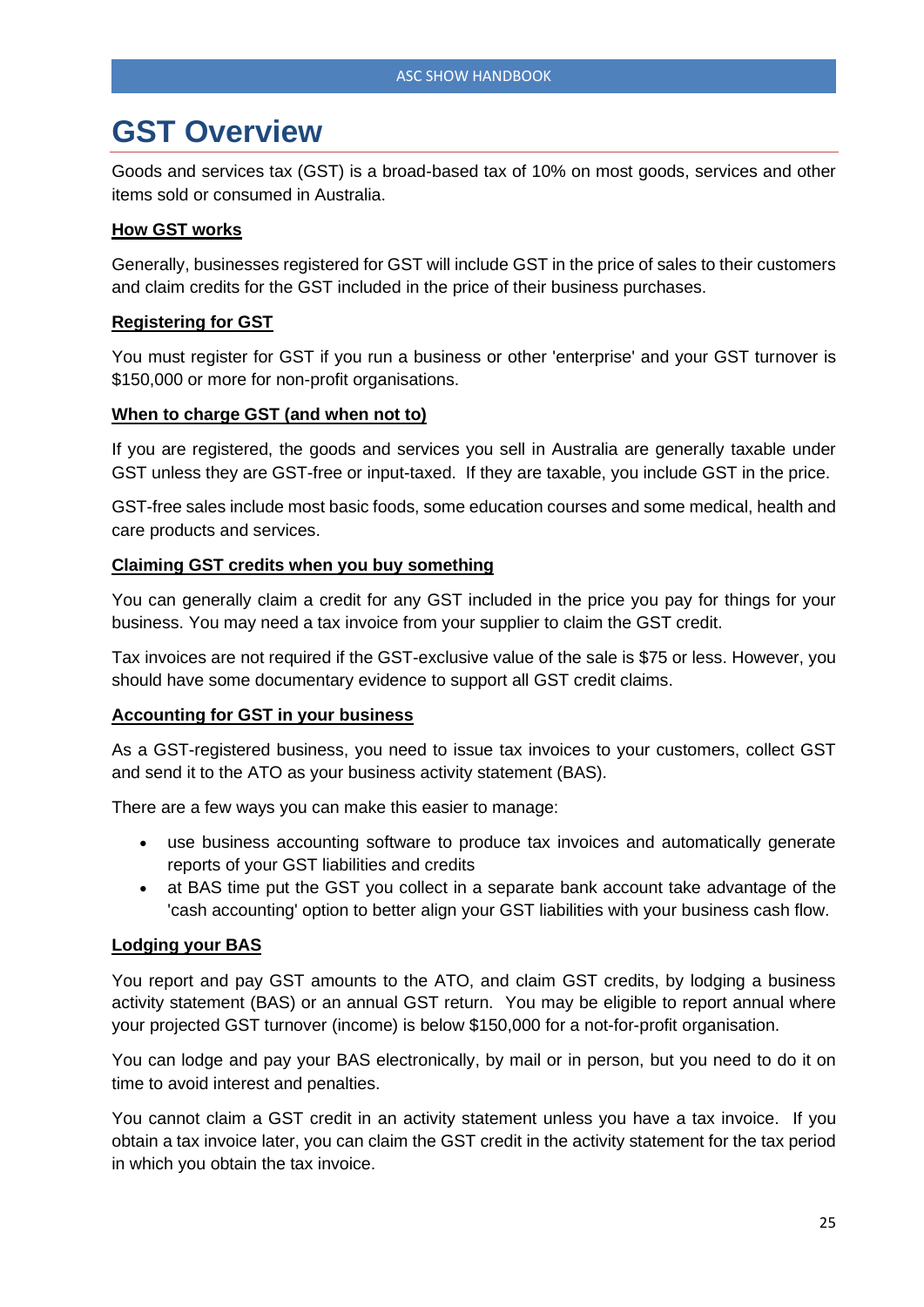# GST Overview

Goods and services tax (GST) is a broad-based tax of 10% on most goods, services and other items sold or consumed in Australia.

**How GST works**

Generally, businesses registered for GST will include GST in the price of sales to their customers and claim credits for the GST included in the price of their business purchases.

**Registering for GST**

You must register for GST if you run a business or other 'enterprise' and your GST turnover is $150,000 or more for non-profit organisations.

**When to charge GST (and when not to)**

If you are registered, the goods and services you sell in Australia are generally taxable under GST unless they are GST-free or input-taxed. If they are taxable, you include GST in the price.

GST-free sales include most basic foods, some education courses and some medical, health and care products and services.

**Claiming GST credits when you buy something**

You can generally claim a credit for any GST included in the price you pay for things for your business. You may need a tax invoice from your supplier to claim the GST credit.

Tax invoices are not required if the GST-exclusive value of the sale is $75 or less. However, you should have some documentary evidence to support all GST credit claims.

**Accounting for GST in your business**

As a GST-registered business, you need to issue tax invoices to your customers, collect GST and send it to the ATO as your business activity statement (BAS).

There are a few ways you can make this easier to manage:

- use business accounting software to produce tax invoices and automatically generate reports of your GST liabilities and credits
- at BAS time put the GST you collect in a separate bank account take advantage of the 'cash accounting' option to better align your GST liabilities with your business cash flow.

**Lodging your BAS**

You report and pay GST amounts to the ATO, and claim GST credits, by lodging a business activity statement (BAS) or an annual GST return. You may be eligible to report annual where your projected GST turnover (income) is below $150,000 for a not-for-profit organisation.

You can lodge and pay your BAS electronically, by mail or in person, but you need to do it on time to avoid interest and penalties.

You cannot claim a GST credit in an activity statement unless you have a tax invoice. If you obtain a tax invoice later, you can claim the GST credit in the activity statement for the tax period in which you obtain the tax invoice.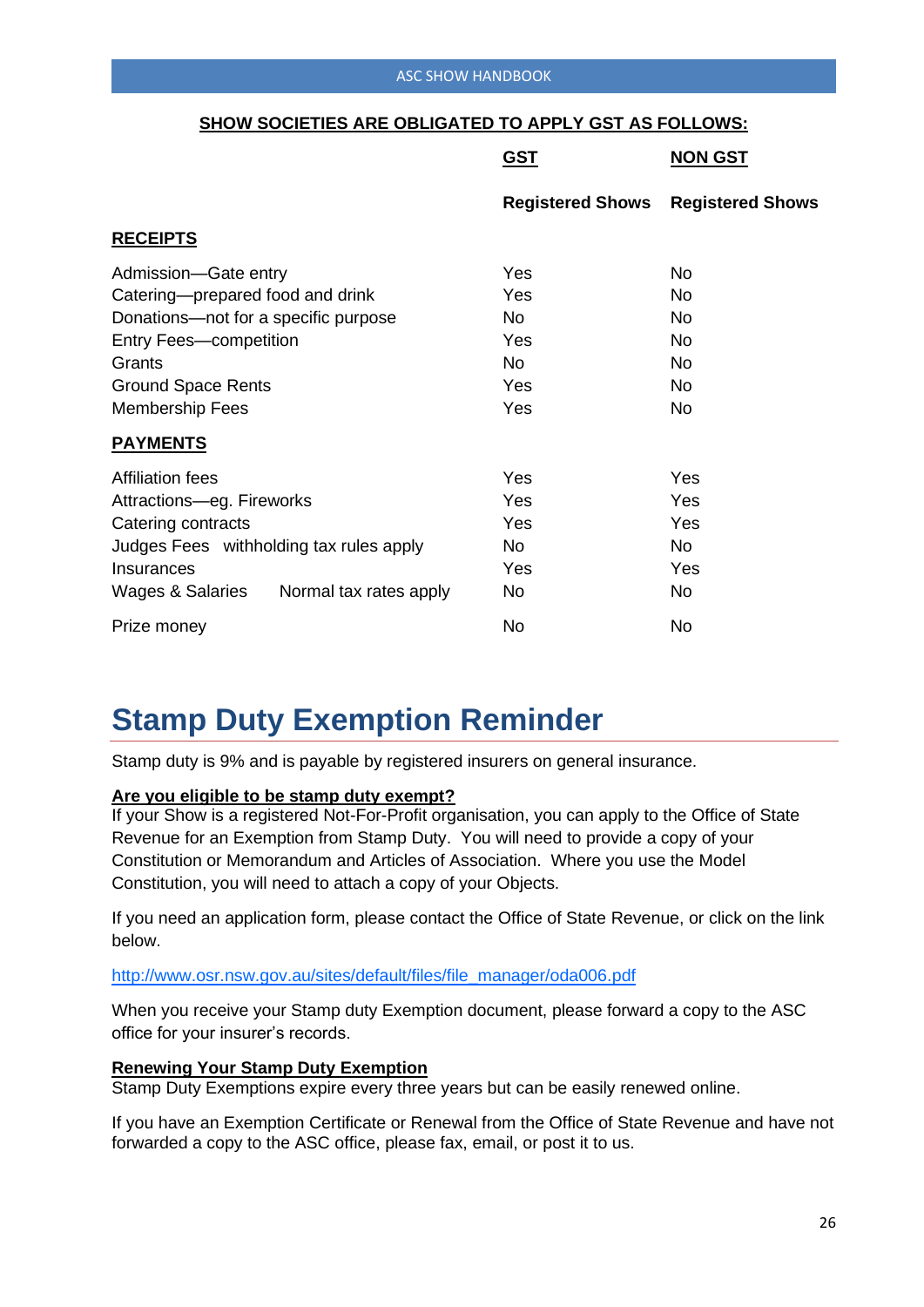**SHOW SOCIETIES ARE OBLIGATED TO APPLY GST AS FOLLOWS:**

| | GST Registered Shows | NON GST Registered Shows |
|---|---|---|
| **RECEIPTS** | | |
| Admission—Gate entry | Yes | No |
| Catering—prepared food and drink | Yes | No |
| Donations—not for a specific purpose | No | No |
| Entry Fees—competition | Yes | No |
| Grants | No | No |
| Ground Space Rents | Yes | No |
| Membership Fees | Yes | No |
| **PAYMENTS** | | |
| Affiliation fees | Yes | Yes |
| Attractions—eg. Fireworks | Yes | Yes |
| Catering contracts | Yes | Yes |
| Judges Fees withholding tax rules apply | No | No |
| Insurances | Yes | Yes |
| Wages & Salaries Normal tax rates apply | No | No |
| Prize money | No | No |

# Stamp Duty Exemption Reminder

Stamp duty is 9% and is payable by registered insurers on general insurance.

**Are you eligible to be stamp duty exempt?**

If your Show is a registered Not-For-Profit organisation, you can apply to the Office of State Revenue for an Exemption from Stamp Duty. You will need to provide a copy of your Constitution or Memorandum and Articles of Association. Where you use the Model Constitution, you will need to attach a copy of your Objects.

If you need an application form, please contact the Office of State Revenue, or click on the link below.

http://www.osr.nsw.gov.au/sites/default/files/file_manager/oda006.pdf

When you receive your Stamp duty Exemption document, please forward a copy to the ASC office for your insurer's records.

**Renewing Your Stamp Duty Exemption**

Stamp Duty Exemptions expire every three years but can be easily renewed online.

If you have an Exemption Certificate or Renewal from the Office of State Revenue and have not forwarded a copy to the ASC office, please fax, email, or post it to us.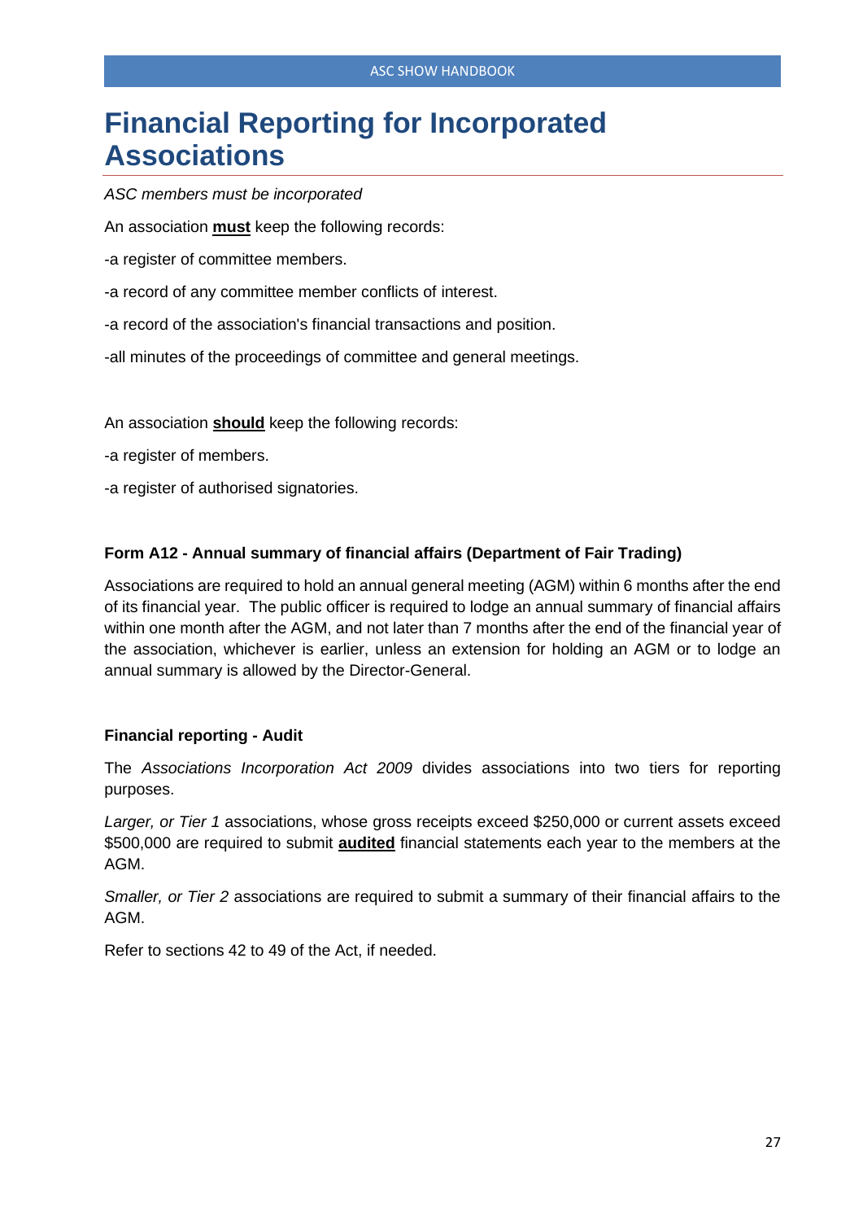# Financial Reporting for Incorporated Associations

*ASC members must be incorporated*

An association **must** keep the following records:

-a register of committee members.

-a record of any committee member conflicts of interest.

-a record of the association's financial transactions and position.

-all minutes of the proceedings of committee and general meetings.

An association **should** keep the following records:

-a register of members.

-a register of authorised signatories.

**Form A12 - Annual summary of financial affairs (Department of Fair Trading)**

Associations are required to hold an annual general meeting (AGM) within 6 months after the end of its financial year. The public officer is required to lodge an annual summary of financial affairs within one month after the AGM, and not later than 7 months after the end of the financial year of the association, whichever is earlier, unless an extension for holding an AGM or to lodge an annual summary is allowed by the Director-General.

**Financial reporting - Audit**

The *Associations Incorporation Act 2009* divides associations into two tiers for reporting purposes.

*Larger, or Tier 1* associations, whose gross receipts exceed $250,000 or current assets exceed $500,000 are required to submit **audited** financial statements each year to the members at the AGM.

*Smaller, or Tier 2* associations are required to submit a summary of their financial affairs to the AGM.

Refer to sections 42 to 49 of the Act, if needed.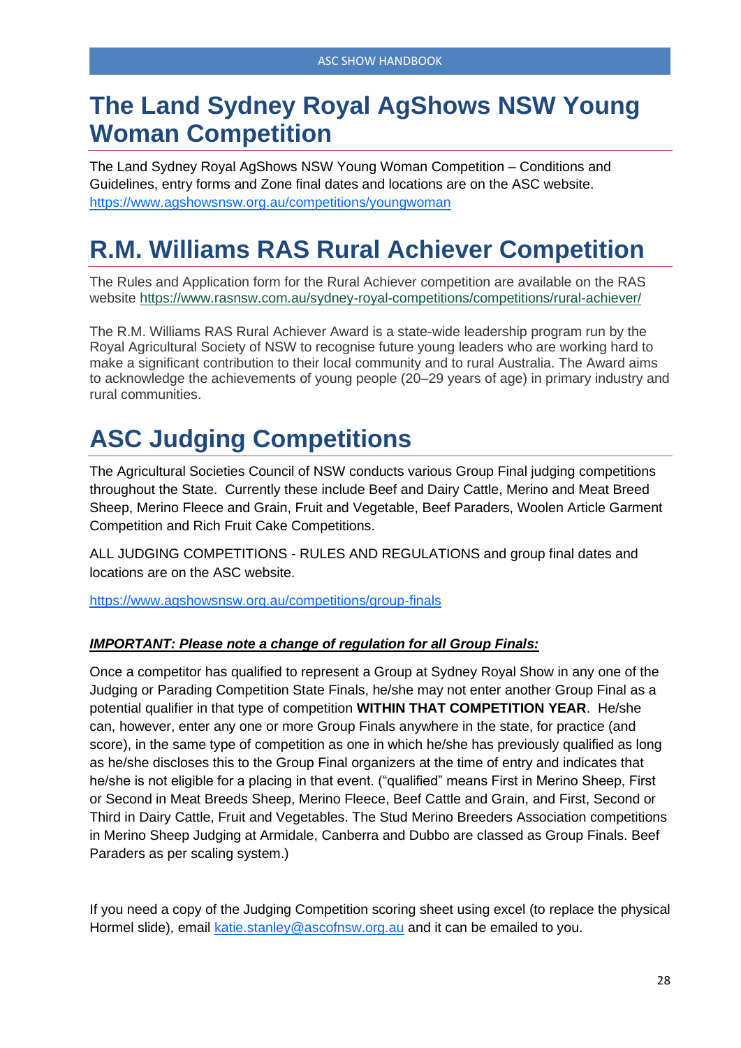# The Land Sydney Royal AgShows NSW Young Woman Competition

The Land Sydney Royal AgShows NSW Young Woman Competition – Conditions and Guidelines, entry forms and Zone final dates and locations are on the ASC website.
https://www.agshowsnsw.org.au/competitions/youngwoman

# R.M. Williams RAS Rural Achiever Competition

The Rules and Application form for the Rural Achiever competition are available on the RAS website https://www.rasnsw.com.au/sydney-royal-competitions/competitions/rural-achiever/

The R.M. Williams RAS Rural Achiever Award is a state-wide leadership program run by the Royal Agricultural Society of NSW to recognise future young leaders who are working hard to make a significant contribution to their local community and to rural Australia. The Award aims to acknowledge the achievements of young people (20–29 years of age) in primary industry and rural communities.

# ASC Judging Competitions

The Agricultural Societies Council of NSW conducts various Group Final judging competitions throughout the State. Currently these include Beef and Dairy Cattle, Merino and Meat Breed Sheep, Merino Fleece and Grain, Fruit and Vegetable, Beef Paraders, Woolen Article Garment Competition and Rich Fruit Cake Competitions.

ALL JUDGING COMPETITIONS - RULES AND REGULATIONS and group final dates and locations are on the ASC website.

https://www.agshowsnsw.org.au/competitions/group-finals

***IMPORTANT: Please note a change of regulation for all Group Finals:***

Once a competitor has qualified to represent a Group at Sydney Royal Show in any one of the Judging or Parading Competition State Finals, he/she may not enter another Group Final as a potential qualifier in that type of competition **WITHIN THAT COMPETITION YEAR**. He/she can, however, enter any one or more Group Finals anywhere in the state, for practice (and score), in the same type of competition as one in which he/she has previously qualified as long as he/she discloses this to the Group Final organizers at the time of entry and indicates that he/she is not eligible for a placing in that event. ("qualified" means First in Merino Sheep, First or Second in Meat Breeds Sheep, Merino Fleece, Beef Cattle and Grain, and First, Second or Third in Dairy Cattle, Fruit and Vegetables. The Stud Merino Breeders Association competitions in Merino Sheep Judging at Armidale, Canberra and Dubbo are classed as Group Finals. Beef Paraders as per scaling system.)

If you need a copy of the Judging Competition scoring sheet using excel (to replace the physical Hormel slide), email katie.stanley@ascofnsw.org.au and it can be emailed to you.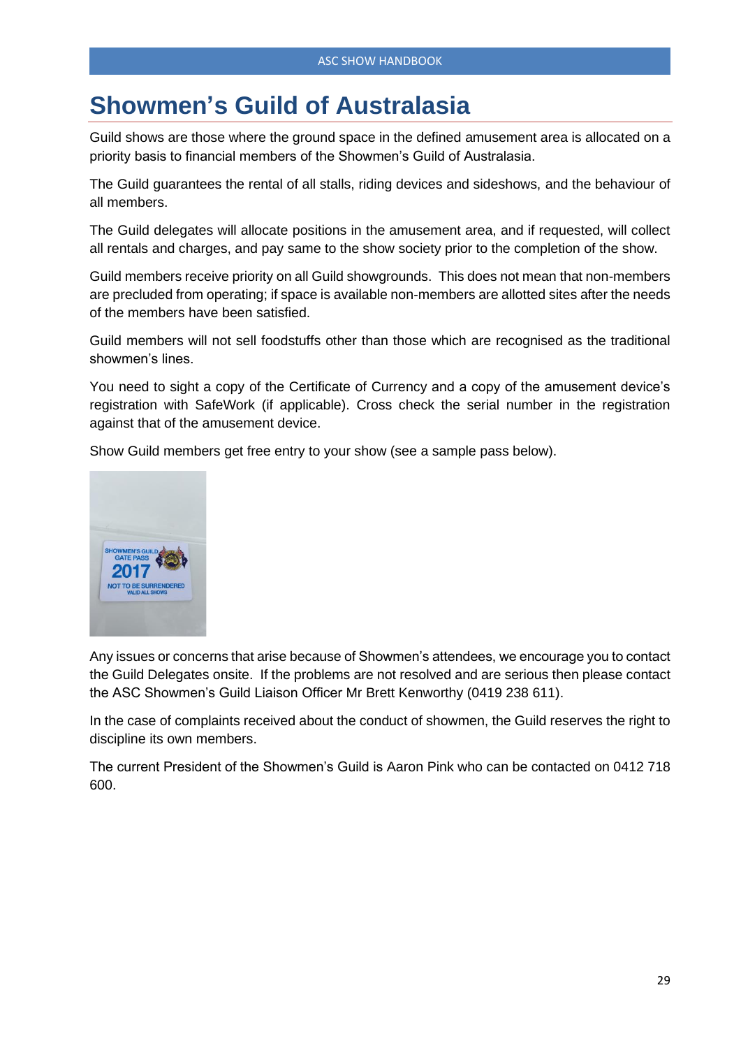# Showmen's Guild of Australasia

Guild shows are those where the ground space in the defined amusement area is allocated on a priority basis to financial members of the Showmen's Guild of Australasia.

The Guild guarantees the rental of all stalls, riding devices and sideshows, and the behaviour of all members.

The Guild delegates will allocate positions in the amusement area, and if requested, will collect all rentals and charges, and pay same to the show society prior to the completion of the show.

Guild members receive priority on all Guild showgrounds. This does not mean that non-members are precluded from operating; if space is available non-members are allotted sites after the needs of the members have been satisfied.

Guild members will not sell foodstuffs other than those which are recognised as the traditional showmen's lines.

You need to sight a copy of the Certificate of Currency and a copy of the amusement device's registration with SafeWork (if applicable). Cross check the serial number in the registration against that of the amusement device.

Show Guild members get free entry to your show (see a sample pass below).

Any issues or concerns that arise because of Showmen's attendees, we encourage you to contact the Guild Delegates onsite. If the problems are not resolved and are serious then please contact the ASC Showmen's Guild Liaison Officer Mr Brett Kenworthy (0419 238 611).

In the case of complaints received about the conduct of showmen, the Guild reserves the right to discipline its own members.

The current President of the Showmen's Guild is Aaron Pink who can be contacted on 0412 718 600.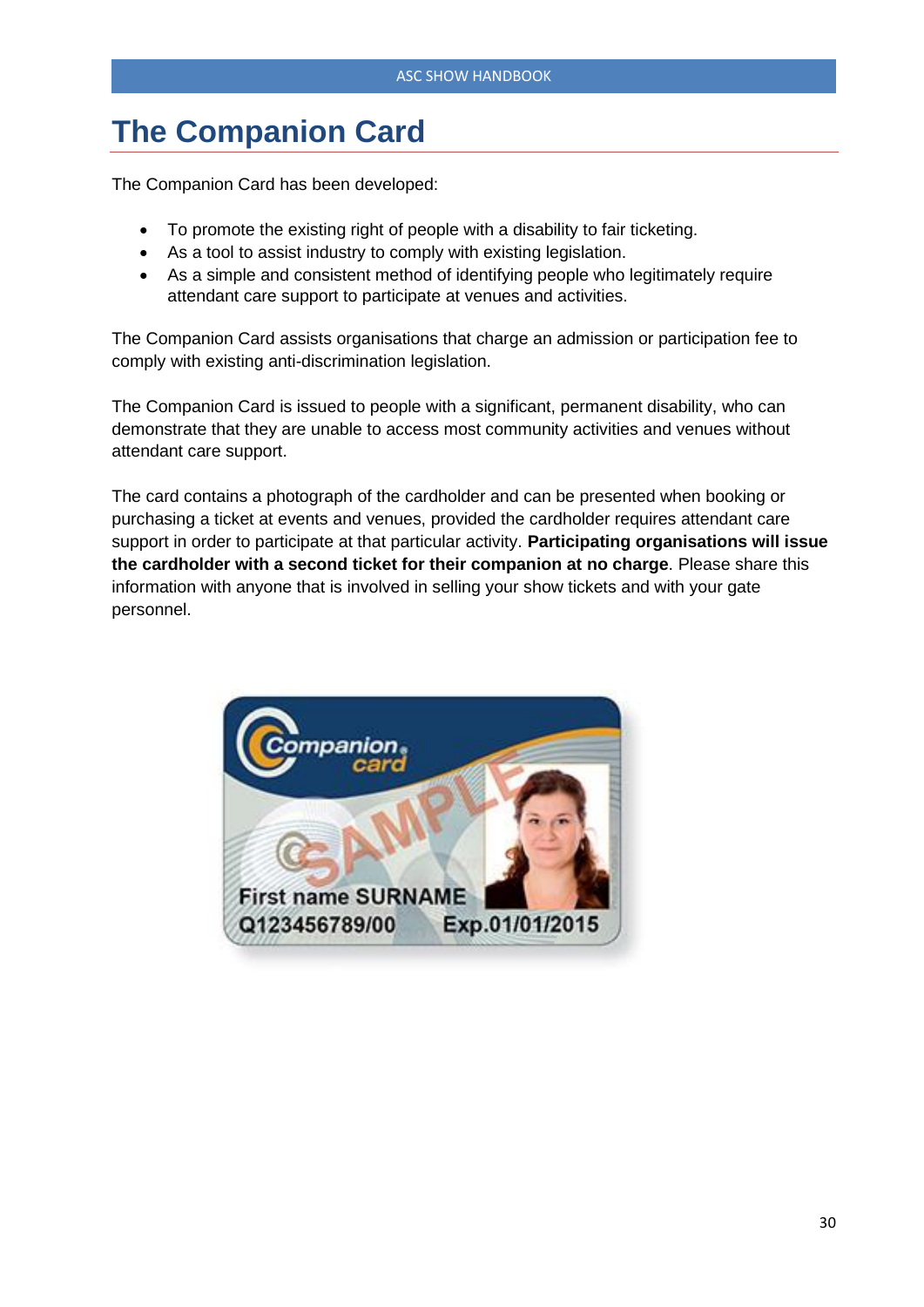# The Companion Card

The Companion Card has been developed:

- To promote the existing right of people with a disability to fair ticketing.
- As a tool to assist industry to comply with existing legislation.
- As a simple and consistent method of identifying people who legitimately require attendant care support to participate at venues and activities.

The Companion Card assists organisations that charge an admission or participation fee to comply with existing anti-discrimination legislation.

The Companion Card is issued to people with a significant, permanent disability, who can demonstrate that they are unable to access most community activities and venues without attendant care support.

The card contains a photograph of the cardholder and can be presented when booking or purchasing a ticket at events and venues, provided the cardholder requires attendant care support in order to participate at that particular activity. **Participating organisations will issue the cardholder with a second ticket for their companion at no charge**. Please share this information with anyone that is involved in selling your show tickets and with your gate personnel.